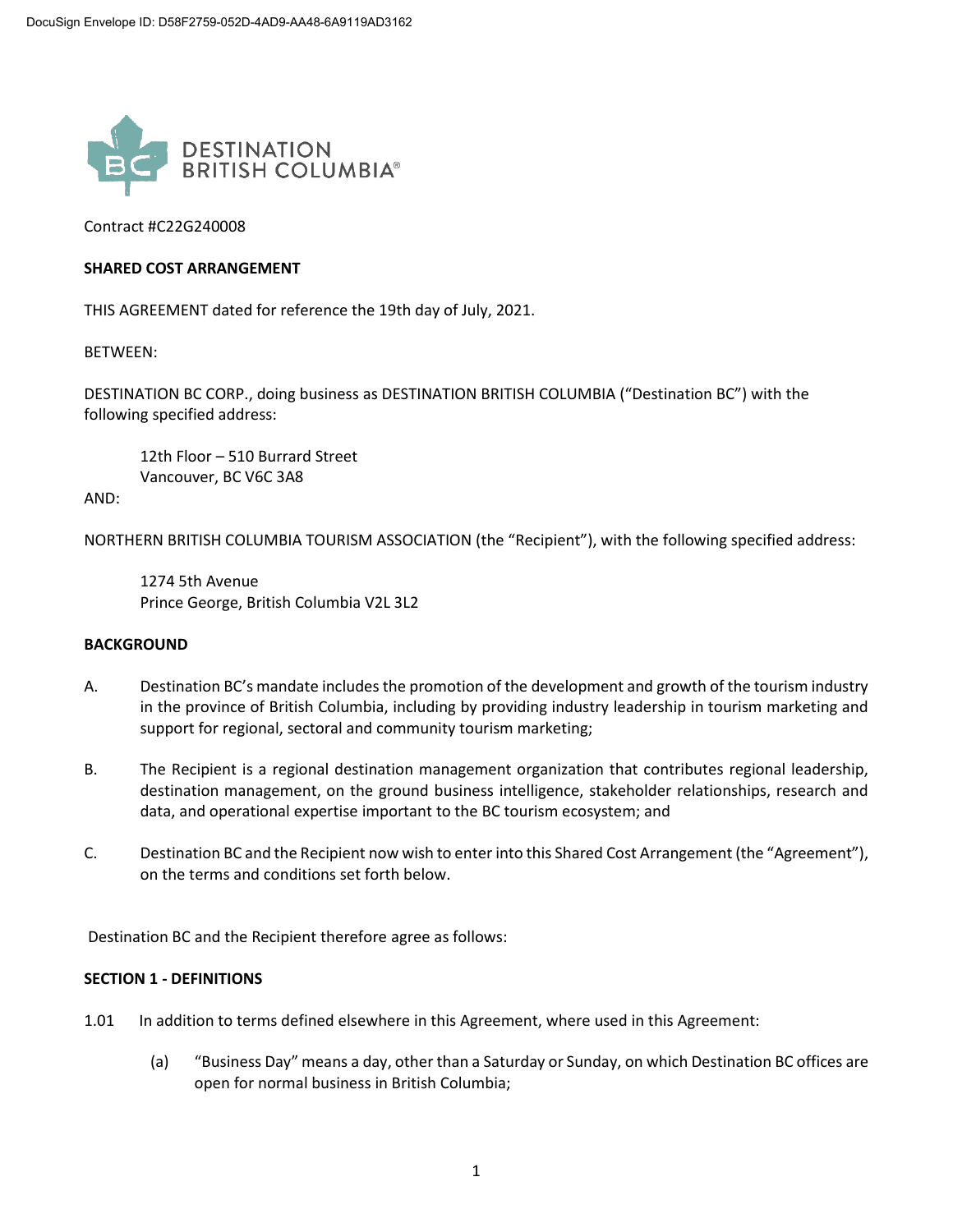DocuSign Envelope ID: D58F2759-052D-4AD9-AA48-6A9119AD3162

DESTINATION BRITISH COLUMBIA®

Contract #C22G240008

**SHARED COST ARRANGEMENT**

THIS AGREEMENT dated for reference the 19th day of July, 2021.

BETWEEN:

DESTINATION BC CORP., doing business as DESTINATION BRITISH COLUMBIA ("Destination BC") with the following specified address:

> 12th Floor – 510 Burrard Street
> Vancouver, BC V6C 3A8

AND:

NORTHERN BRITISH COLUMBIA TOURISM ASSOCIATION (the "Recipient"), with the following specified address:

> 1274 5th Avenue
> Prince George, British Columbia V2L 3L2

**BACKGROUND**

A. Destination BC's mandate includes the promotion of the development and growth of the tourism industry in the province of British Columbia, including by providing industry leadership in tourism marketing and support for regional, sectoral and community tourism marketing;

B. The Recipient is a regional destination management organization that contributes regional leadership, destination management, on the ground business intelligence, stakeholder relationships, research and data, and operational expertise important to the BC tourism ecosystem; and

C. Destination BC and the Recipient now wish to enter into this Shared Cost Arrangement (the "Agreement"), on the terms and conditions set forth below.

Destination BC and the Recipient therefore agree as follows:

**SECTION 1 - DEFINITIONS**

1.01 In addition to terms defined elsewhere in this Agreement, where used in this Agreement:

(a) "Business Day" means a day, other than a Saturday or Sunday, on which Destination BC offices are open for normal business in British Columbia;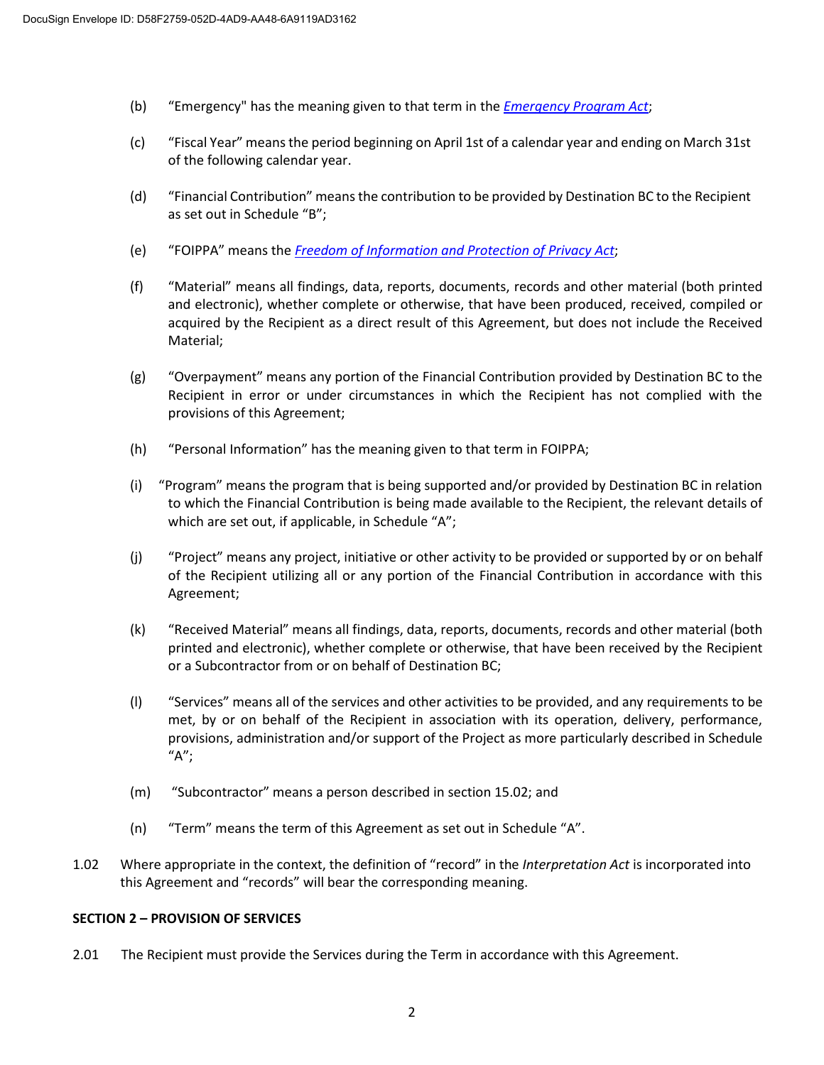(b) "Emergency" has the meaning given to that term in the *Emergency Program Act*;

(c) "Fiscal Year" means the period beginning on April 1st of a calendar year and ending on March 31st of the following calendar year.

(d) "Financial Contribution" means the contribution to be provided by Destination BC to the Recipient as set out in Schedule "B";

(e) "FOIPPA" means the *Freedom of Information and Protection of Privacy Act*;

(f) "Material" means all findings, data, reports, documents, records and other material (both printed and electronic), whether complete or otherwise, that have been produced, received, compiled or acquired by the Recipient as a direct result of this Agreement, but does not include the Received Material;

(g) "Overpayment" means any portion of the Financial Contribution provided by Destination BC to the Recipient in error or under circumstances in which the Recipient has not complied with the provisions of this Agreement;

(h) "Personal Information" has the meaning given to that term in FOIPPA;

(i) "Program" means the program that is being supported and/or provided by Destination BC in relation to which the Financial Contribution is being made available to the Recipient, the relevant details of which are set out, if applicable, in Schedule "A";

(j) "Project" means any project, initiative or other activity to be provided or supported by or on behalf of the Recipient utilizing all or any portion of the Financial Contribution in accordance with this Agreement;

(k) "Received Material" means all findings, data, reports, documents, records and other material (both printed and electronic), whether complete or otherwise, that have been received by the Recipient or a Subcontractor from or on behalf of Destination BC;

(l) "Services" means all of the services and other activities to be provided, and any requirements to be met, by or on behalf of the Recipient in association with its operation, delivery, performance, provisions, administration and/or support of the Project as more particularly described in Schedule "A";

(m) "Subcontractor" means a person described in section 15.02; and

(n) "Term" means the term of this Agreement as set out in Schedule "A".

1.02 Where appropriate in the context, the definition of "record" in the *Interpretation Act* is incorporated into this Agreement and "records" will bear the corresponding meaning.

**SECTION 2 – PROVISION OF SERVICES**

2.01 The Recipient must provide the Services during the Term in accordance with this Agreement.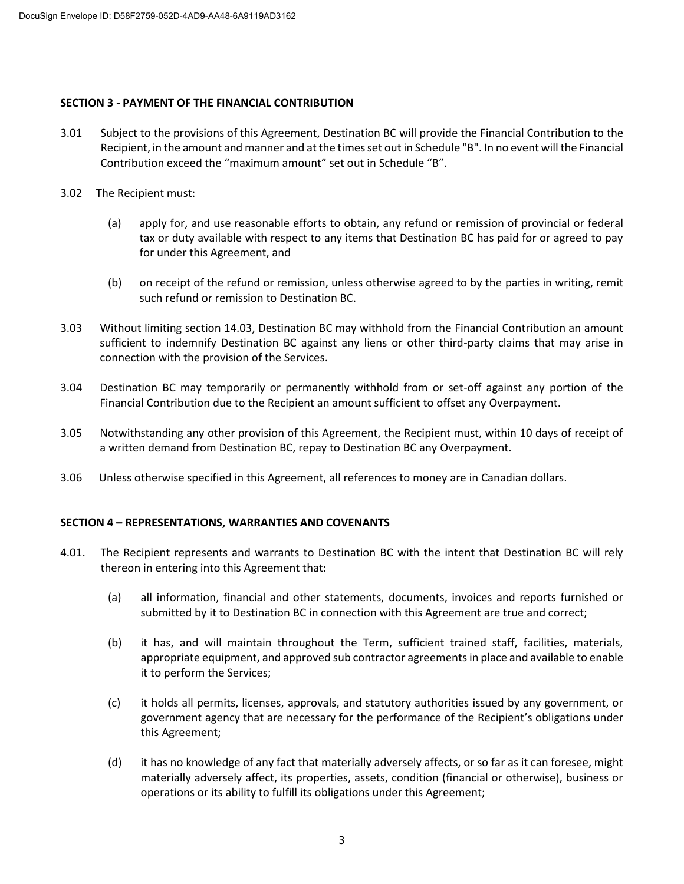**SECTION 3 - PAYMENT OF THE FINANCIAL CONTRIBUTION**

3.01 Subject to the provisions of this Agreement, Destination BC will provide the Financial Contribution to the Recipient, in the amount and manner and at the times set out in Schedule "B". In no event will the Financial Contribution exceed the "maximum amount" set out in Schedule "B".

3.02 The Recipient must:

(a) apply for, and use reasonable efforts to obtain, any refund or remission of provincial or federal tax or duty available with respect to any items that Destination BC has paid for or agreed to pay for under this Agreement, and

(b) on receipt of the refund or remission, unless otherwise agreed to by the parties in writing, remit such refund or remission to Destination BC.

3.03 Without limiting section 14.03, Destination BC may withhold from the Financial Contribution an amount sufficient to indemnify Destination BC against any liens or other third-party claims that may arise in connection with the provision of the Services.

3.04 Destination BC may temporarily or permanently withhold from or set-off against any portion of the Financial Contribution due to the Recipient an amount sufficient to offset any Overpayment.

3.05 Notwithstanding any other provision of this Agreement, the Recipient must, within 10 days of receipt of a written demand from Destination BC, repay to Destination BC any Overpayment.

3.06 Unless otherwise specified in this Agreement, all references to money are in Canadian dollars.

**SECTION 4 – REPRESENTATIONS, WARRANTIES AND COVENANTS**

4.01. The Recipient represents and warrants to Destination BC with the intent that Destination BC will rely thereon in entering into this Agreement that:

(a) all information, financial and other statements, documents, invoices and reports furnished or submitted by it to Destination BC in connection with this Agreement are true and correct;

(b) it has, and will maintain throughout the Term, sufficient trained staff, facilities, materials, appropriate equipment, and approved sub contractor agreements in place and available to enable it to perform the Services;

(c) it holds all permits, licenses, approvals, and statutory authorities issued by any government, or government agency that are necessary for the performance of the Recipient's obligations under this Agreement;

(d) it has no knowledge of any fact that materially adversely affects, or so far as it can foresee, might materially adversely affect, its properties, assets, condition (financial or otherwise), business or operations or its ability to fulfill its obligations under this Agreement;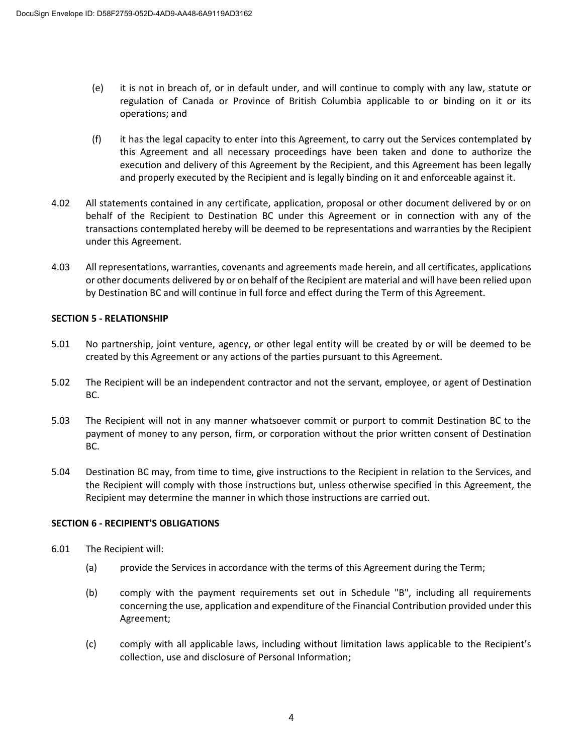(e) it is not in breach of, or in default under, and will continue to comply with any law, statute or regulation of Canada or Province of British Columbia applicable to or binding on it or its operations; and

(f) it has the legal capacity to enter into this Agreement, to carry out the Services contemplated by this Agreement and all necessary proceedings have been taken and done to authorize the execution and delivery of this Agreement by the Recipient, and this Agreement has been legally and properly executed by the Recipient and is legally binding on it and enforceable against it.

4.02 All statements contained in any certificate, application, proposal or other document delivered by or on behalf of the Recipient to Destination BC under this Agreement or in connection with any of the transactions contemplated hereby will be deemed to be representations and warranties by the Recipient under this Agreement.

4.03 All representations, warranties, covenants and agreements made herein, and all certificates, applications or other documents delivered by or on behalf of the Recipient are material and will have been relied upon by Destination BC and will continue in full force and effect during the Term of this Agreement.

**SECTION 5 - RELATIONSHIP**

5.01 No partnership, joint venture, agency, or other legal entity will be created by or will be deemed to be created by this Agreement or any actions of the parties pursuant to this Agreement.

5.02 The Recipient will be an independent contractor and not the servant, employee, or agent of Destination BC.

5.03 The Recipient will not in any manner whatsoever commit or purport to commit Destination BC to the payment of money to any person, firm, or corporation without the prior written consent of Destination BC.

5.04 Destination BC may, from time to time, give instructions to the Recipient in relation to the Services, and the Recipient will comply with those instructions but, unless otherwise specified in this Agreement, the Recipient may determine the manner in which those instructions are carried out.

**SECTION 6 - RECIPIENT'S OBLIGATIONS**

6.01 The Recipient will:

(a) provide the Services in accordance with the terms of this Agreement during the Term;

(b) comply with the payment requirements set out in Schedule "B", including all requirements concerning the use, application and expenditure of the Financial Contribution provided under this Agreement;

(c) comply with all applicable laws, including without limitation laws applicable to the Recipient's collection, use and disclosure of Personal Information;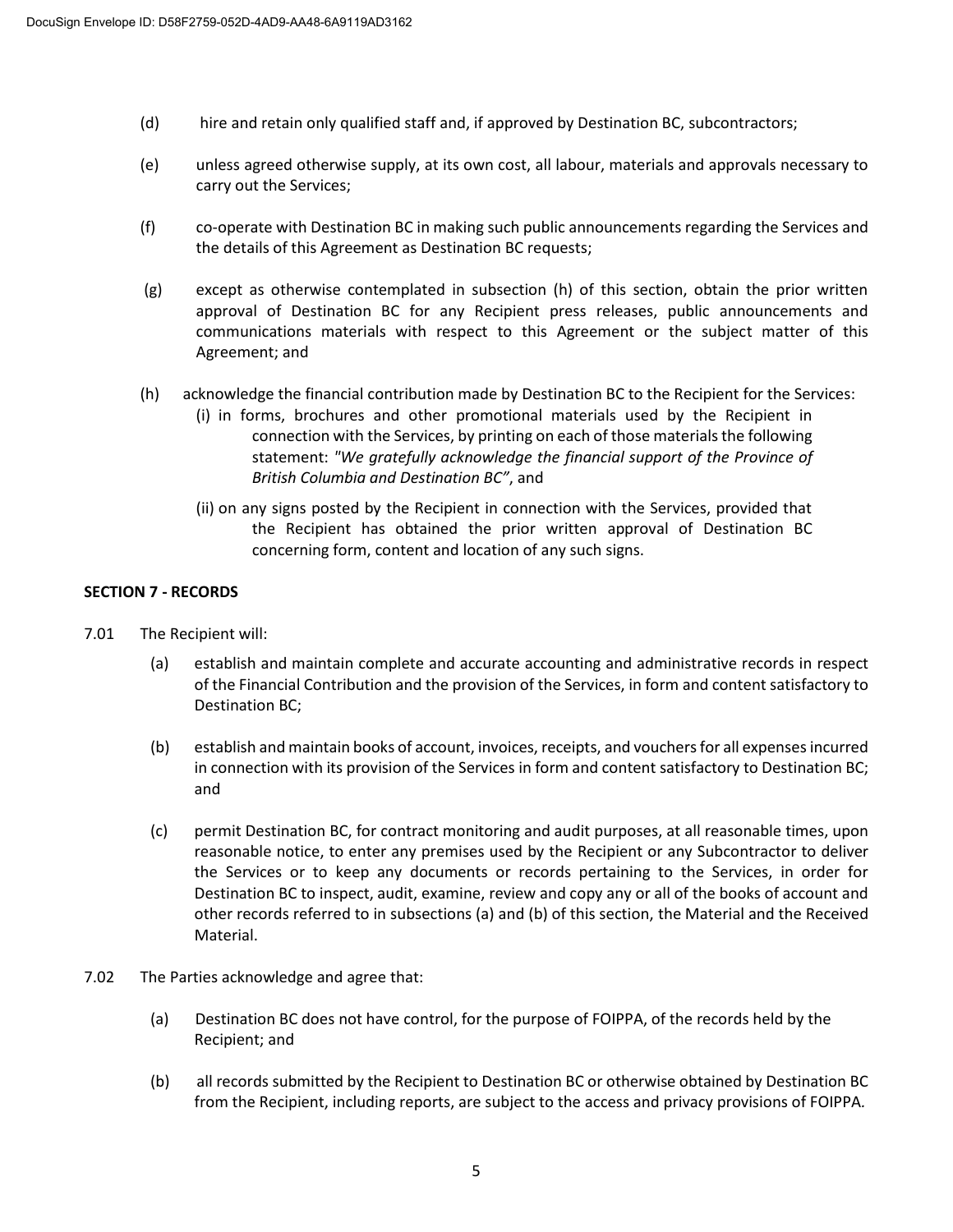(d) hire and retain only qualified staff and, if approved by Destination BC, subcontractors;

(e) unless agreed otherwise supply, at its own cost, all labour, materials and approvals necessary to carry out the Services;

(f) co-operate with Destination BC in making such public announcements regarding the Services and the details of this Agreement as Destination BC requests;

(g) except as otherwise contemplated in subsection (h) of this section, obtain the prior written approval of Destination BC for any Recipient press releases, public announcements and communications materials with respect to this Agreement or the subject matter of this Agreement; and

(h) acknowledge the financial contribution made by Destination BC to the Recipient for the Services:

(i) in forms, brochures and other promotional materials used by the Recipient in connection with the Services, by printing on each of those materials the following statement: *"We gratefully acknowledge the financial support of the Province of British Columbia and Destination BC"*, and

(ii) on any signs posted by the Recipient in connection with the Services, provided that the Recipient has obtained the prior written approval of Destination BC concerning form, content and location of any such signs.

**SECTION 7 - RECORDS**

7.01 The Recipient will:

(a) establish and maintain complete and accurate accounting and administrative records in respect of the Financial Contribution and the provision of the Services, in form and content satisfactory to Destination BC;

(b) establish and maintain books of account, invoices, receipts, and vouchers for all expenses incurred in connection with its provision of the Services in form and content satisfactory to Destination BC; and

(c) permit Destination BC, for contract monitoring and audit purposes, at all reasonable times, upon reasonable notice, to enter any premises used by the Recipient or any Subcontractor to deliver the Services or to keep any documents or records pertaining to the Services, in order for Destination BC to inspect, audit, examine, review and copy any or all of the books of account and other records referred to in subsections (a) and (b) of this section, the Material and the Received Material.

7.02 The Parties acknowledge and agree that:

(a) Destination BC does not have control, for the purpose of FOIPPA, of the records held by the Recipient; and

(b) all records submitted by the Recipient to Destination BC or otherwise obtained by Destination BC from the Recipient, including reports, are subject to the access and privacy provisions of FOIPPA.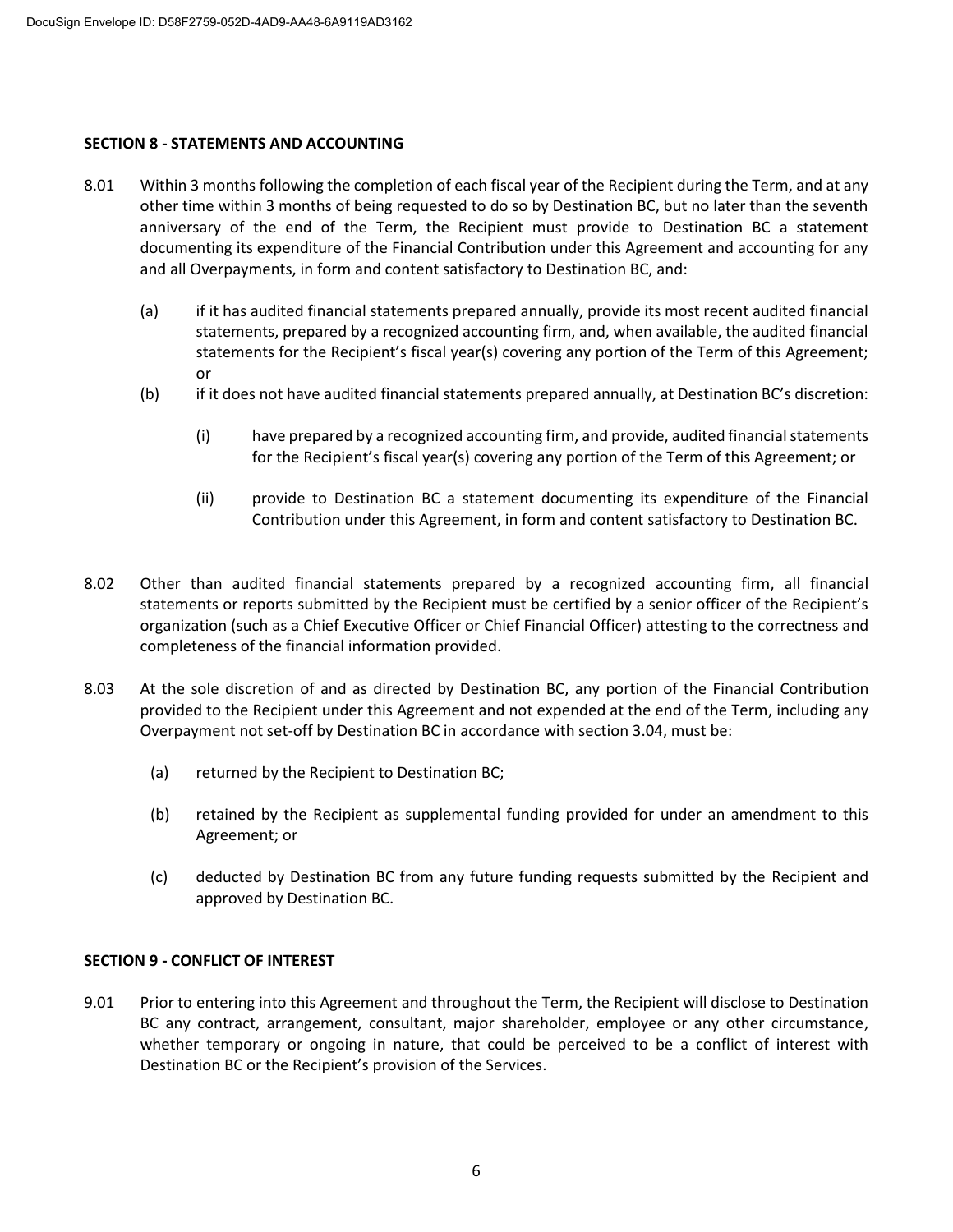## SECTION 8 - STATEMENTS AND ACCOUNTING

8.01 Within 3 months following the completion of each fiscal year of the Recipient during the Term, and at any other time within 3 months of being requested to do so by Destination BC, but no later than the seventh anniversary of the end of the Term, the Recipient must provide to Destination BC a statement documenting its expenditure of the Financial Contribution under this Agreement and accounting for any and all Overpayments, in form and content satisfactory to Destination BC, and:

(a) if it has audited financial statements prepared annually, provide its most recent audited financial statements, prepared by a recognized accounting firm, and, when available, the audited financial statements for the Recipient's fiscal year(s) covering any portion of the Term of this Agreement; or

(b) if it does not have audited financial statements prepared annually, at Destination BC's discretion:

(i) have prepared by a recognized accounting firm, and provide, audited financial statements for the Recipient's fiscal year(s) covering any portion of the Term of this Agreement; or

(ii) provide to Destination BC a statement documenting its expenditure of the Financial Contribution under this Agreement, in form and content satisfactory to Destination BC.

8.02 Other than audited financial statements prepared by a recognized accounting firm, all financial statements or reports submitted by the Recipient must be certified by a senior officer of the Recipient's organization (such as a Chief Executive Officer or Chief Financial Officer) attesting to the correctness and completeness of the financial information provided.

8.03 At the sole discretion of and as directed by Destination BC, any portion of the Financial Contribution provided to the Recipient under this Agreement and not expended at the end of the Term, including any Overpayment not set-off by Destination BC in accordance with section 3.04, must be:

(a) returned by the Recipient to Destination BC;

(b) retained by the Recipient as supplemental funding provided for under an amendment to this Agreement; or

(c) deducted by Destination BC from any future funding requests submitted by the Recipient and approved by Destination BC.

## SECTION 9 - CONFLICT OF INTEREST

9.01 Prior to entering into this Agreement and throughout the Term, the Recipient will disclose to Destination BC any contract, arrangement, consultant, major shareholder, employee or any other circumstance, whether temporary or ongoing in nature, that could be perceived to be a conflict of interest with Destination BC or the Recipient's provision of the Services.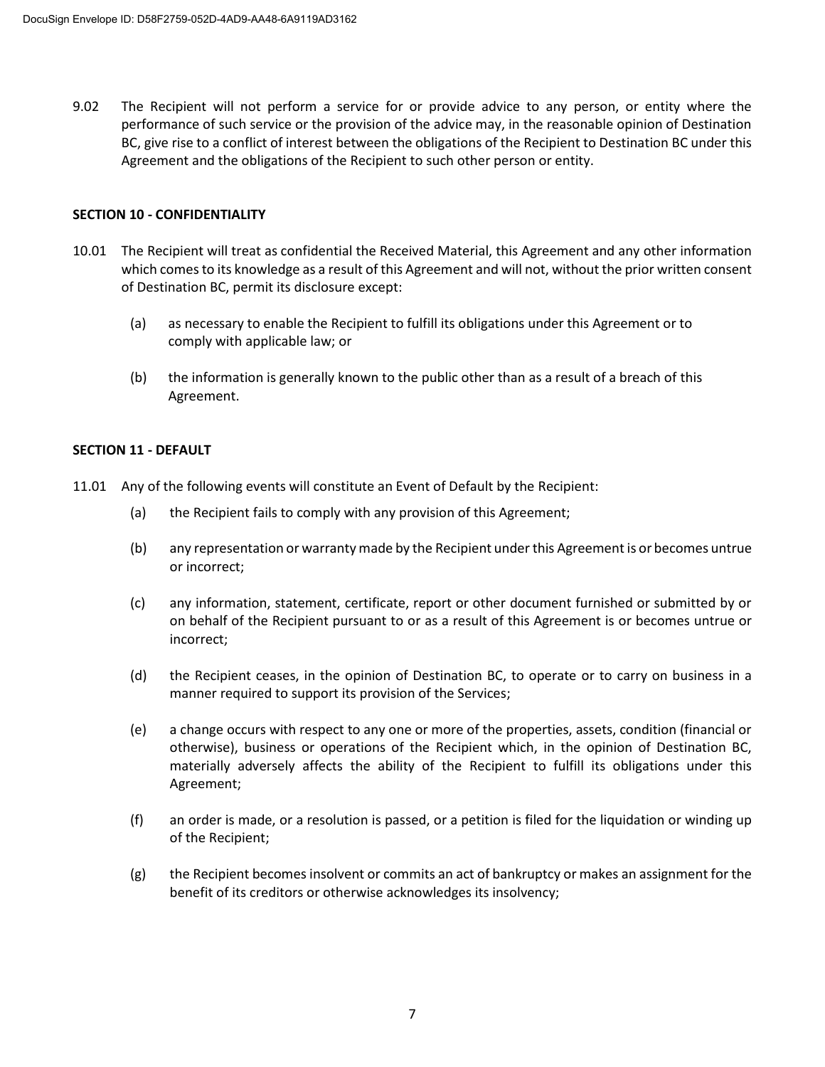9.02 The Recipient will not perform a service for or provide advice to any person, or entity where the performance of such service or the provision of the advice may, in the reasonable opinion of Destination BC, give rise to a conflict of interest between the obligations of the Recipient to Destination BC under this Agreement and the obligations of the Recipient to such other person or entity.

**SECTION 10 - CONFIDENTIALITY**

10.01 The Recipient will treat as confidential the Received Material, this Agreement and any other information which comes to its knowledge as a result of this Agreement and will not, without the prior written consent of Destination BC, permit its disclosure except:

(a) as necessary to enable the Recipient to fulfill its obligations under this Agreement or to comply with applicable law; or

(b) the information is generally known to the public other than as a result of a breach of this Agreement.

**SECTION 11 - DEFAULT**

11.01 Any of the following events will constitute an Event of Default by the Recipient:

(a) the Recipient fails to comply with any provision of this Agreement;

(b) any representation or warranty made by the Recipient under this Agreement is or becomes untrue or incorrect;

(c) any information, statement, certificate, report or other document furnished or submitted by or on behalf of the Recipient pursuant to or as a result of this Agreement is or becomes untrue or incorrect;

(d) the Recipient ceases, in the opinion of Destination BC, to operate or to carry on business in a manner required to support its provision of the Services;

(e) a change occurs with respect to any one or more of the properties, assets, condition (financial or otherwise), business or operations of the Recipient which, in the opinion of Destination BC, materially adversely affects the ability of the Recipient to fulfill its obligations under this Agreement;

(f) an order is made, or a resolution is passed, or a petition is filed for the liquidation or winding up of the Recipient;

(g) the Recipient becomes insolvent or commits an act of bankruptcy or makes an assignment for the benefit of its creditors or otherwise acknowledges its insolvency;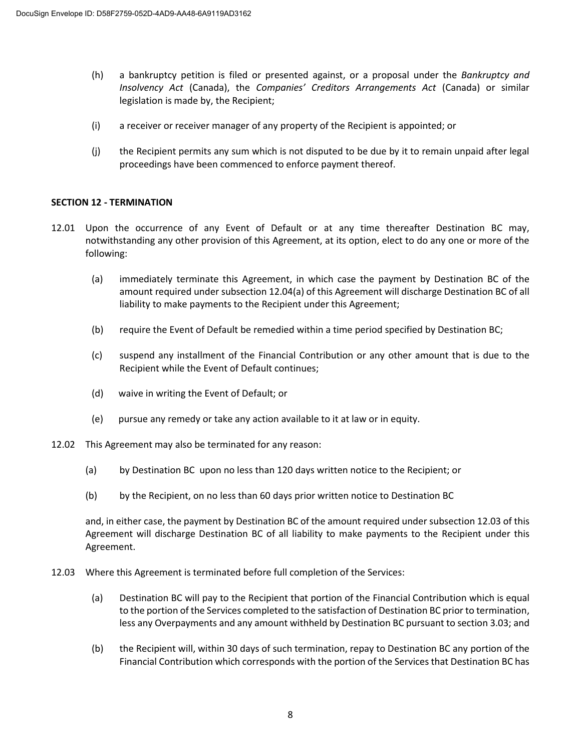(h) a bankruptcy petition is filed or presented against, or a proposal under the *Bankruptcy and Insolvency Act* (Canada), the *Companies' Creditors Arrangements Act* (Canada) or similar legislation is made by, the Recipient;

(i) a receiver or receiver manager of any property of the Recipient is appointed; or

(j) the Recipient permits any sum which is not disputed to be due by it to remain unpaid after legal proceedings have been commenced to enforce payment thereof.

**SECTION 12 - TERMINATION**

12.01 Upon the occurrence of any Event of Default or at any time thereafter Destination BC may, notwithstanding any other provision of this Agreement, at its option, elect to do any one or more of the following:

(a) immediately terminate this Agreement, in which case the payment by Destination BC of the amount required under subsection 12.04(a) of this Agreement will discharge Destination BC of all liability to make payments to the Recipient under this Agreement;

(b) require the Event of Default be remedied within a time period specified by Destination BC;

(c) suspend any installment of the Financial Contribution or any other amount that is due to the Recipient while the Event of Default continues;

(d) waive in writing the Event of Default; or

(e) pursue any remedy or take any action available to it at law or in equity.

12.02 This Agreement may also be terminated for any reason:

(a) by Destination BC upon no less than 120 days written notice to the Recipient; or

(b) by the Recipient, on no less than 60 days prior written notice to Destination BC

and, in either case, the payment by Destination BC of the amount required under subsection 12.03 of this Agreement will discharge Destination BC of all liability to make payments to the Recipient under this Agreement.

12.03 Where this Agreement is terminated before full completion of the Services:

(a) Destination BC will pay to the Recipient that portion of the Financial Contribution which is equal to the portion of the Services completed to the satisfaction of Destination BC prior to termination, less any Overpayments and any amount withheld by Destination BC pursuant to section 3.03; and

(b) the Recipient will, within 30 days of such termination, repay to Destination BC any portion of the Financial Contribution which corresponds with the portion of the Services that Destination BC has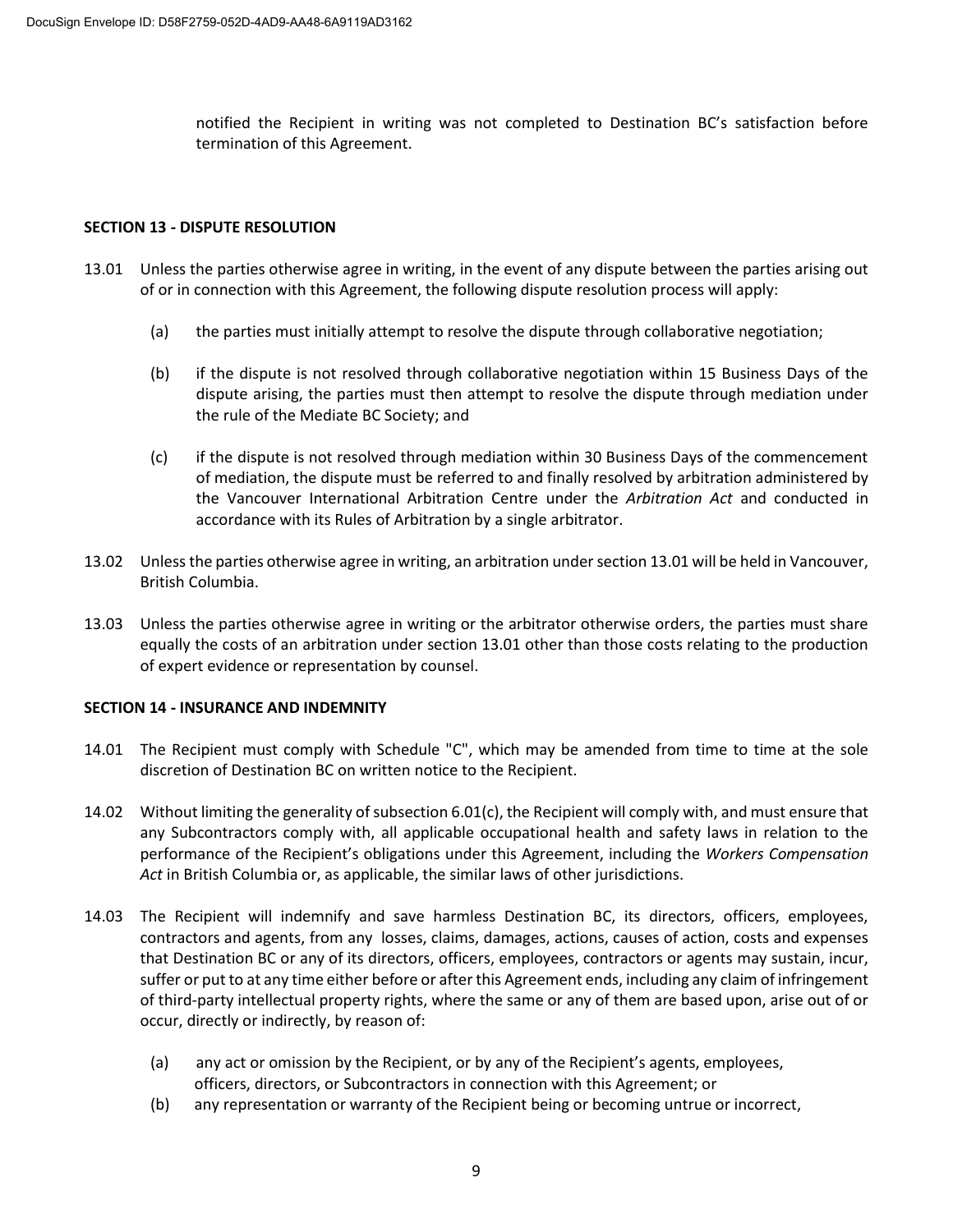notified the Recipient in writing was not completed to Destination BC's satisfaction before termination of this Agreement.

**SECTION 13 - DISPUTE RESOLUTION**

13.01 Unless the parties otherwise agree in writing, in the event of any dispute between the parties arising out of or in connection with this Agreement, the following dispute resolution process will apply:

(a) the parties must initially attempt to resolve the dispute through collaborative negotiation;

(b) if the dispute is not resolved through collaborative negotiation within 15 Business Days of the dispute arising, the parties must then attempt to resolve the dispute through mediation under the rule of the Mediate BC Society; and

(c) if the dispute is not resolved through mediation within 30 Business Days of the commencement of mediation, the dispute must be referred to and finally resolved by arbitration administered by the Vancouver International Arbitration Centre under the *Arbitration Act* and conducted in accordance with its Rules of Arbitration by a single arbitrator.

13.02 Unless the parties otherwise agree in writing, an arbitration under section 13.01 will be held in Vancouver, British Columbia.

13.03 Unless the parties otherwise agree in writing or the arbitrator otherwise orders, the parties must share equally the costs of an arbitration under section 13.01 other than those costs relating to the production of expert evidence or representation by counsel.

**SECTION 14 - INSURANCE AND INDEMNITY**

14.01 The Recipient must comply with Schedule "C", which may be amended from time to time at the sole discretion of Destination BC on written notice to the Recipient.

14.02 Without limiting the generality of subsection 6.01(c), the Recipient will comply with, and must ensure that any Subcontractors comply with, all applicable occupational health and safety laws in relation to the performance of the Recipient's obligations under this Agreement, including the *Workers Compensation Act* in British Columbia or, as applicable, the similar laws of other jurisdictions.

14.03 The Recipient will indemnify and save harmless Destination BC, its directors, officers, employees, contractors and agents, from any losses, claims, damages, actions, causes of action, costs and expenses that Destination BC or any of its directors, officers, employees, contractors or agents may sustain, incur, suffer or put to at any time either before or after this Agreement ends, including any claim of infringement of third-party intellectual property rights, where the same or any of them are based upon, arise out of or occur, directly or indirectly, by reason of:

(a) any act or omission by the Recipient, or by any of the Recipient's agents, employees, officers, directors, or Subcontractors in connection with this Agreement; or

(b) any representation or warranty of the Recipient being or becoming untrue or incorrect,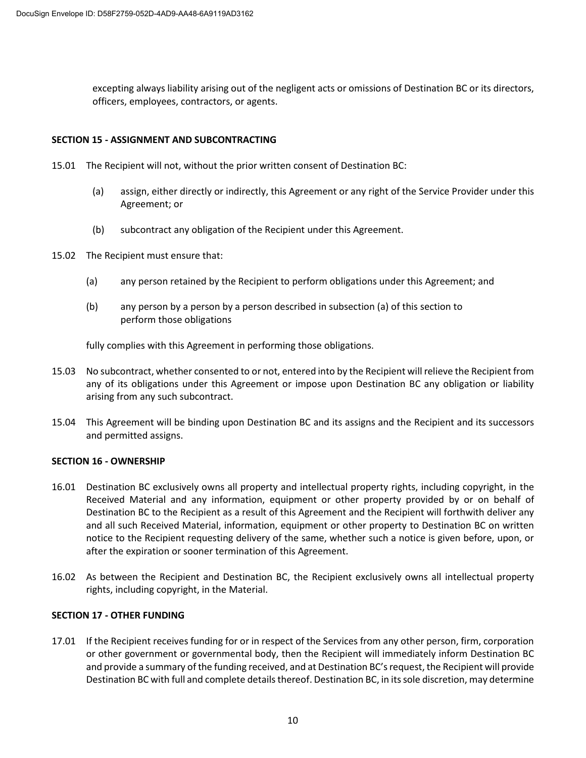excepting always liability arising out of the negligent acts or omissions of Destination BC or its directors, officers, employees, contractors, or agents.

**SECTION 15 - ASSIGNMENT AND SUBCONTRACTING**

15.01 The Recipient will not, without the prior written consent of Destination BC:

(a) assign, either directly or indirectly, this Agreement or any right of the Service Provider under this Agreement; or

(b) subcontract any obligation of the Recipient under this Agreement.

15.02 The Recipient must ensure that:

(a) any person retained by the Recipient to perform obligations under this Agreement; and

(b) any person by a person by a person described in subsection (a) of this section to perform those obligations

fully complies with this Agreement in performing those obligations.

15.03 No subcontract, whether consented to or not, entered into by the Recipient will relieve the Recipient from any of its obligations under this Agreement or impose upon Destination BC any obligation or liability arising from any such subcontract.

15.04 This Agreement will be binding upon Destination BC and its assigns and the Recipient and its successors and permitted assigns.

**SECTION 16 - OWNERSHIP**

16.01 Destination BC exclusively owns all property and intellectual property rights, including copyright, in the Received Material and any information, equipment or other property provided by or on behalf of Destination BC to the Recipient as a result of this Agreement and the Recipient will forthwith deliver any and all such Received Material, information, equipment or other property to Destination BC on written notice to the Recipient requesting delivery of the same, whether such a notice is given before, upon, or after the expiration or sooner termination of this Agreement.

16.02 As between the Recipient and Destination BC, the Recipient exclusively owns all intellectual property rights, including copyright, in the Material.

**SECTION 17 - OTHER FUNDING**

17.01 If the Recipient receives funding for or in respect of the Services from any other person, firm, corporation or other government or governmental body, then the Recipient will immediately inform Destination BC and provide a summary of the funding received, and at Destination BC's request, the Recipient will provide Destination BC with full and complete details thereof. Destination BC, in its sole discretion, may determine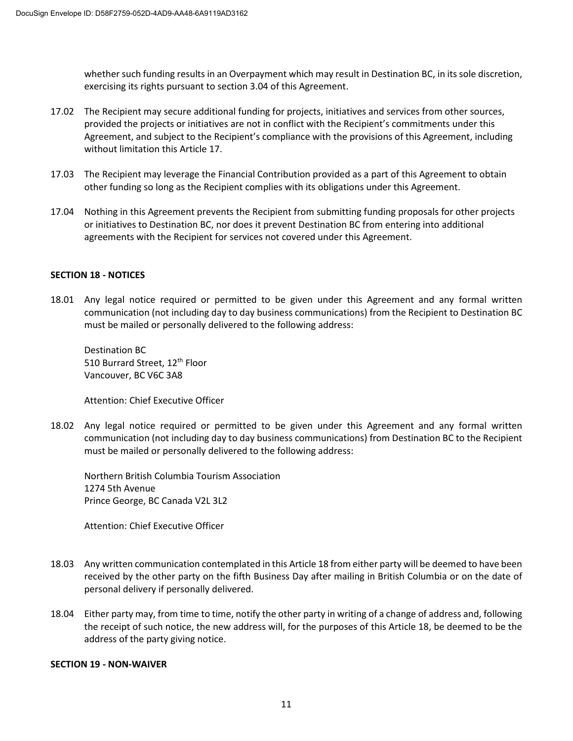whether such funding results in an Overpayment which may result in Destination BC, in its sole discretion, exercising its rights pursuant to section 3.04 of this Agreement.

17.02 The Recipient may secure additional funding for projects, initiatives and services from other sources, provided the projects or initiatives are not in conflict with the Recipient's commitments under this Agreement, and subject to the Recipient's compliance with the provisions of this Agreement, including without limitation this Article 17.

17.03 The Recipient may leverage the Financial Contribution provided as a part of this Agreement to obtain other funding so long as the Recipient complies with its obligations under this Agreement.

17.04 Nothing in this Agreement prevents the Recipient from submitting funding proposals for other projects or initiatives to Destination BC, nor does it prevent Destination BC from entering into additional agreements with the Recipient for services not covered under this Agreement.

**SECTION 18 - NOTICES**

18.01 Any legal notice required or permitted to be given under this Agreement and any formal written communication (not including day to day business communications) from the Recipient to Destination BC must be mailed or personally delivered to the following address:

Destination BC
510 Burrard Street, 12th Floor
Vancouver, BC V6C 3A8

Attention: Chief Executive Officer

18.02 Any legal notice required or permitted to be given under this Agreement and any formal written communication (not including day to day business communications) from Destination BC to the Recipient must be mailed or personally delivered to the following address:

Northern British Columbia Tourism Association
1274 5th Avenue
Prince George, BC Canada V2L 3L2

Attention: Chief Executive Officer

18.03 Any written communication contemplated in this Article 18 from either party will be deemed to have been received by the other party on the fifth Business Day after mailing in British Columbia or on the date of personal delivery if personally delivered.

18.04 Either party may, from time to time, notify the other party in writing of a change of address and, following the receipt of such notice, the new address will, for the purposes of this Article 18, be deemed to be the address of the party giving notice.

**SECTION 19 - NON-WAIVER**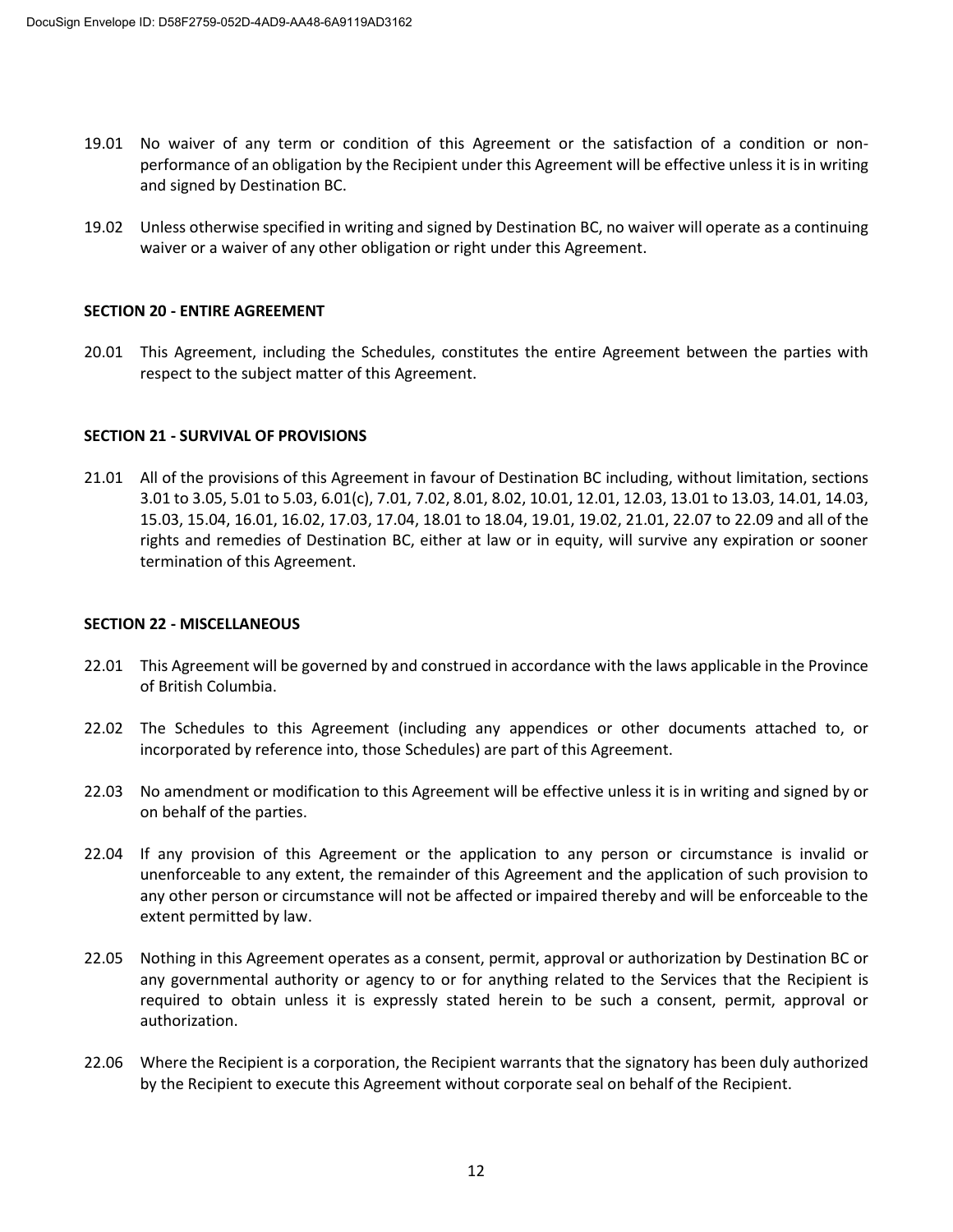19.01 No waiver of any term or condition of this Agreement or the satisfaction of a condition or non-performance of an obligation by the Recipient under this Agreement will be effective unless it is in writing and signed by Destination BC.

19.02 Unless otherwise specified in writing and signed by Destination BC, no waiver will operate as a continuing waiver or a waiver of any other obligation or right under this Agreement.

**SECTION 20 - ENTIRE AGREEMENT**

20.01 This Agreement, including the Schedules, constitutes the entire Agreement between the parties with respect to the subject matter of this Agreement.

**SECTION 21 - SURVIVAL OF PROVISIONS**

21.01 All of the provisions of this Agreement in favour of Destination BC including, without limitation, sections 3.01 to 3.05, 5.01 to 5.03, 6.01(c), 7.01, 7.02, 8.01, 8.02, 10.01, 12.01, 12.03, 13.01 to 13.03, 14.01, 14.03, 15.03, 15.04, 16.01, 16.02, 17.03, 17.04, 18.01 to 18.04, 19.01, 19.02, 21.01, 22.07 to 22.09 and all of the rights and remedies of Destination BC, either at law or in equity, will survive any expiration or sooner termination of this Agreement.

**SECTION 22 - MISCELLANEOUS**

22.01 This Agreement will be governed by and construed in accordance with the laws applicable in the Province of British Columbia.

22.02 The Schedules to this Agreement (including any appendices or other documents attached to, or incorporated by reference into, those Schedules) are part of this Agreement.

22.03 No amendment or modification to this Agreement will be effective unless it is in writing and signed by or on behalf of the parties.

22.04 If any provision of this Agreement or the application to any person or circumstance is invalid or unenforceable to any extent, the remainder of this Agreement and the application of such provision to any other person or circumstance will not be affected or impaired thereby and will be enforceable to the extent permitted by law.

22.05 Nothing in this Agreement operates as a consent, permit, approval or authorization by Destination BC or any governmental authority or agency to or for anything related to the Services that the Recipient is required to obtain unless it is expressly stated herein to be such a consent, permit, approval or authorization.

22.06 Where the Recipient is a corporation, the Recipient warrants that the signatory has been duly authorized by the Recipient to execute this Agreement without corporate seal on behalf of the Recipient.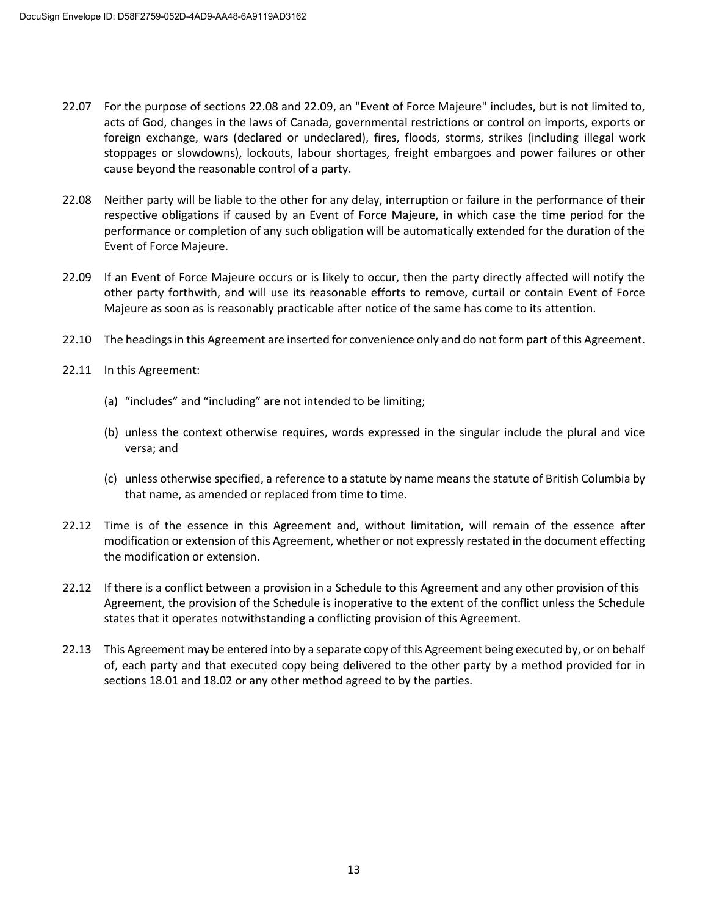22.07 For the purpose of sections 22.08 and 22.09, an "Event of Force Majeure" includes, but is not limited to, acts of God, changes in the laws of Canada, governmental restrictions or control on imports, exports or foreign exchange, wars (declared or undeclared), fires, floods, storms, strikes (including illegal work stoppages or slowdowns), lockouts, labour shortages, freight embargoes and power failures or other cause beyond the reasonable control of a party.

22.08 Neither party will be liable to the other for any delay, interruption or failure in the performance of their respective obligations if caused by an Event of Force Majeure, in which case the time period for the performance or completion of any such obligation will be automatically extended for the duration of the Event of Force Majeure.

22.09 If an Event of Force Majeure occurs or is likely to occur, then the party directly affected will notify the other party forthwith, and will use its reasonable efforts to remove, curtail or contain Event of Force Majeure as soon as is reasonably practicable after notice of the same has come to its attention.

22.10 The headings in this Agreement are inserted for convenience only and do not form part of this Agreement.

22.11 In this Agreement:

(a) “includes” and “including” are not intended to be limiting;

(b) unless the context otherwise requires, words expressed in the singular include the plural and vice versa; and

(c) unless otherwise specified, a reference to a statute by name means the statute of British Columbia by that name, as amended or replaced from time to time.

22.12 Time is of the essence in this Agreement and, without limitation, will remain of the essence after modification or extension of this Agreement, whether or not expressly restated in the document effecting the modification or extension.

22.12 If there is a conflict between a provision in a Schedule to this Agreement and any other provision of this Agreement, the provision of the Schedule is inoperative to the extent of the conflict unless the Schedule states that it operates notwithstanding a conflicting provision of this Agreement.

22.13 This Agreement may be entered into by a separate copy of this Agreement being executed by, or on behalf of, each party and that executed copy being delivered to the other party by a method provided for in sections 18.01 and 18.02 or any other method agreed to by the parties.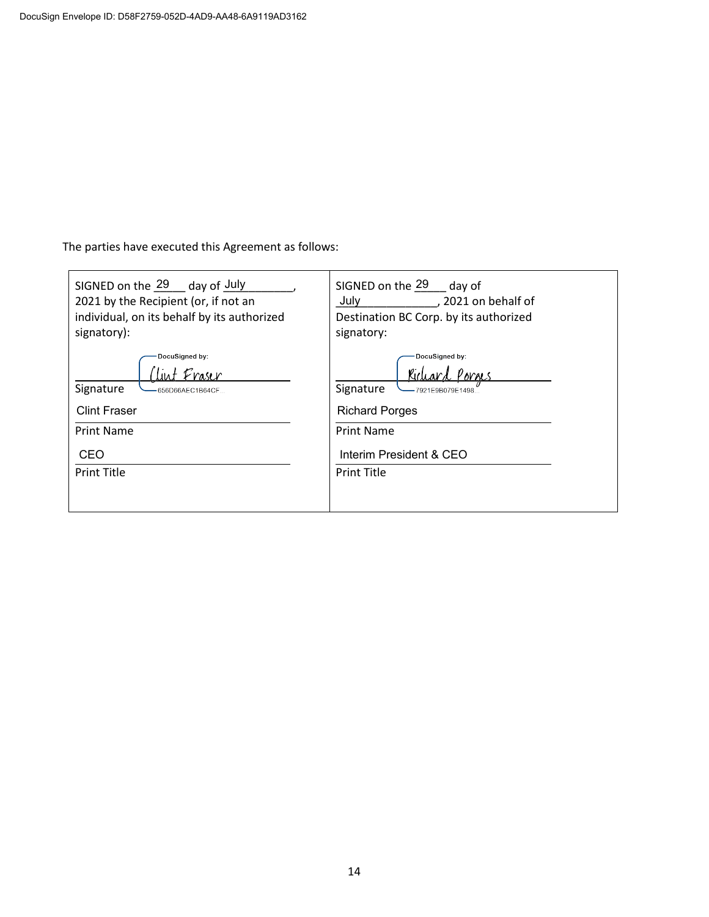The parties have executed this Agreement as follows:

| SIGNED on the 29 day of July, 2021 by the Recipient (or, if not an individual, on its behalf by its authorized signatory): | SIGNED on the 29 day of July, 2021 on behalf of Destination BC Corp. by its authorized signatory: |
|---|---|
| DocuSigned by: Clint Fraser 656D66AEC1B64CF... | DocuSigned by: Richard Porges 7921E9B079E1498... |
| Signature | Signature |
| Clint Fraser | Richard Porges |
| Print Name | Print Name |
| CEO | Interim President & CEO |
| Print Title | Print Title |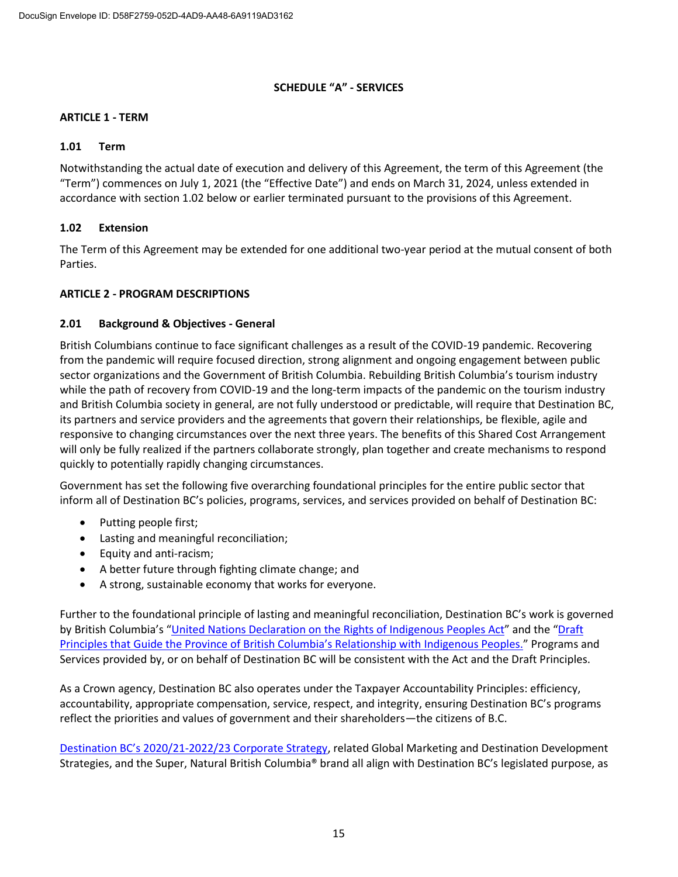# SCHEDULE "A" - SERVICES

## ARTICLE 1 - TERM

### 1.01 Term

Notwithstanding the actual date of execution and delivery of this Agreement, the term of this Agreement (the "Term") commences on July 1, 2021 (the "Effective Date") and ends on March 31, 2024, unless extended in accordance with section 1.02 below or earlier terminated pursuant to the provisions of this Agreement.

### 1.02 Extension

The Term of this Agreement may be extended for one additional two-year period at the mutual consent of both Parties.

## ARTICLE 2 - PROGRAM DESCRIPTIONS

### 2.01 Background & Objectives - General

British Columbians continue to face significant challenges as a result of the COVID-19 pandemic. Recovering from the pandemic will require focused direction, strong alignment and ongoing engagement between public sector organizations and the Government of British Columbia. Rebuilding British Columbia's tourism industry while the path of recovery from COVID-19 and the long-term impacts of the pandemic on the tourism industry and British Columbia society in general, are not fully understood or predictable, will require that Destination BC, its partners and service providers and the agreements that govern their relationships, be flexible, agile and responsive to changing circumstances over the next three years. The benefits of this Shared Cost Arrangement will only be fully realized if the partners collaborate strongly, plan together and create mechanisms to respond quickly to potentially rapidly changing circumstances.

Government has set the following five overarching foundational principles for the entire public sector that inform all of Destination BC's policies, programs, services, and services provided on behalf of Destination BC:

- Putting people first;
- Lasting and meaningful reconciliation;
- Equity and anti-racism;
- A better future through fighting climate change; and
- A strong, sustainable economy that works for everyone.

Further to the foundational principle of lasting and meaningful reconciliation, Destination BC's work is governed by British Columbia's "United Nations Declaration on the Rights of Indigenous Peoples Act" and the "Draft Principles that Guide the Province of British Columbia's Relationship with Indigenous Peoples." Programs and Services provided by, or on behalf of Destination BC will be consistent with the Act and the Draft Principles.

As a Crown agency, Destination BC also operates under the Taxpayer Accountability Principles: efficiency, accountability, appropriate compensation, service, respect, and integrity, ensuring Destination BC's programs reflect the priorities and values of government and their shareholders—the citizens of B.C.

Destination BC's 2020/21-2022/23 Corporate Strategy, related Global Marketing and Destination Development Strategies, and the Super, Natural British Columbia® brand all align with Destination BC's legislated purpose, as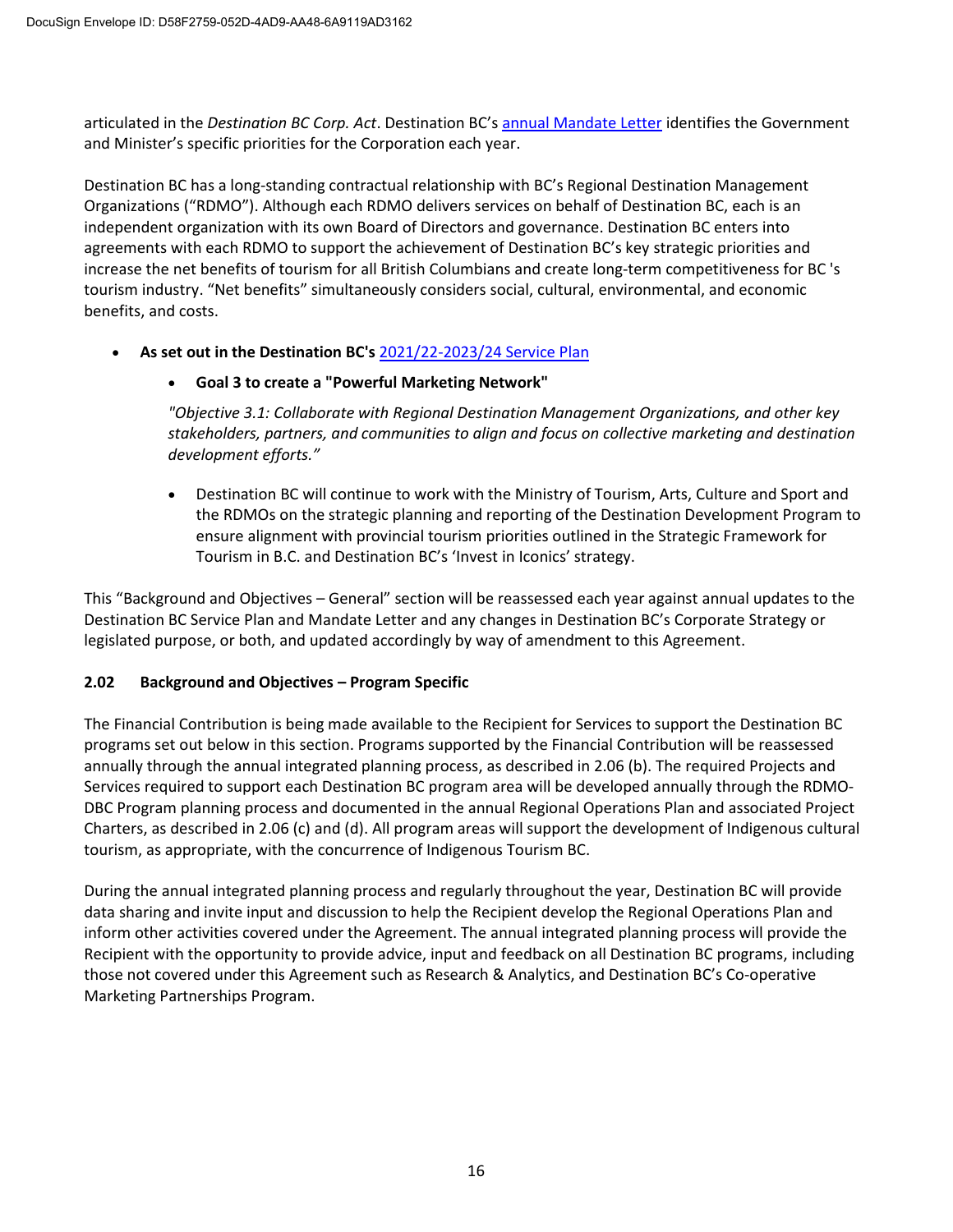articulated in the *Destination BC Corp. Act*. Destination BC's annual Mandate Letter identifies the Government and Minister's specific priorities for the Corporation each year.

Destination BC has a long-standing contractual relationship with BC's Regional Destination Management Organizations ("RDMO"). Although each RDMO delivers services on behalf of Destination BC, each is an independent organization with its own Board of Directors and governance. Destination BC enters into agreements with each RDMO to support the achievement of Destination BC's key strategic priorities and increase the net benefits of tourism for all British Columbians and create long-term competitiveness for BC 's tourism industry. "Net benefits" simultaneously considers social, cultural, environmental, and economic benefits, and costs.

- **As set out in the Destination BC's** 2021/22-2023/24 Service Plan
    - **Goal 3 to create a "Powerful Marketing Network"**

      *"Objective 3.1: Collaborate with Regional Destination Management Organizations, and other key stakeholders, partners, and communities to align and focus on collective marketing and destination development efforts."*

    - Destination BC will continue to work with the Ministry of Tourism, Arts, Culture and Sport and the RDMOs on the strategic planning and reporting of the Destination Development Program to ensure alignment with provincial tourism priorities outlined in the Strategic Framework for Tourism in B.C. and Destination BC's 'Invest in Iconics' strategy.

This "Background and Objectives – General" section will be reassessed each year against annual updates to the Destination BC Service Plan and Mandate Letter and any changes in Destination BC's Corporate Strategy or legislated purpose, or both, and updated accordingly by way of amendment to this Agreement.

### 2.02 Background and Objectives – Program Specific

The Financial Contribution is being made available to the Recipient for Services to support the Destination BC programs set out below in this section. Programs supported by the Financial Contribution will be reassessed annually through the annual integrated planning process, as described in 2.06 (b). The required Projects and Services required to support each Destination BC program area will be developed annually through the RDMO-DBC Program planning process and documented in the annual Regional Operations Plan and associated Project Charters, as described in 2.06 (c) and (d). All program areas will support the development of Indigenous cultural tourism, as appropriate, with the concurrence of Indigenous Tourism BC.

During the annual integrated planning process and regularly throughout the year, Destination BC will provide data sharing and invite input and discussion to help the Recipient develop the Regional Operations Plan and inform other activities covered under the Agreement. The annual integrated planning process will provide the Recipient with the opportunity to provide advice, input and feedback on all Destination BC programs, including those not covered under this Agreement such as Research & Analytics, and Destination BC's Co-operative Marketing Partnerships Program.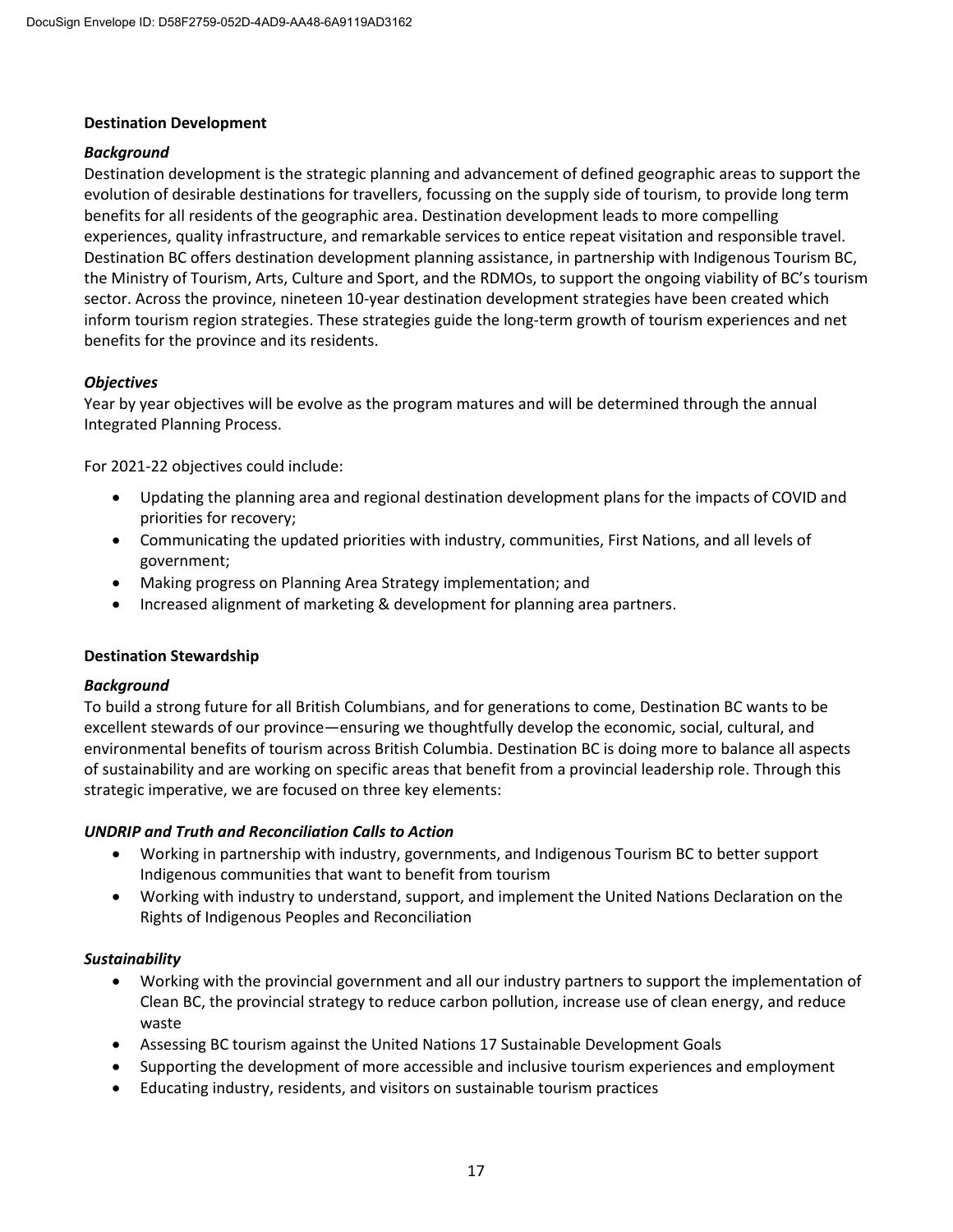**Destination Development**

***Background***

Destination development is the strategic planning and advancement of defined geographic areas to support the evolution of desirable destinations for travellers, focussing on the supply side of tourism, to provide long term benefits for all residents of the geographic area. Destination development leads to more compelling experiences, quality infrastructure, and remarkable services to entice repeat visitation and responsible travel. Destination BC offers destination development planning assistance, in partnership with Indigenous Tourism BC, the Ministry of Tourism, Arts, Culture and Sport, and the RDMOs, to support the ongoing viability of BC's tourism sector. Across the province, nineteen 10-year destination development strategies have been created which inform tourism region strategies. These strategies guide the long-term growth of tourism experiences and net benefits for the province and its residents.

***Objectives***

Year by year objectives will be evolve as the program matures and will be determined through the annual Integrated Planning Process.

For 2021-22 objectives could include:

- Updating the planning area and regional destination development plans for the impacts of COVID and priorities for recovery;
- Communicating the updated priorities with industry, communities, First Nations, and all levels of government;
- Making progress on Planning Area Strategy implementation; and
- Increased alignment of marketing & development for planning area partners.

**Destination Stewardship**

***Background***

To build a strong future for all British Columbians, and for generations to come, Destination BC wants to be excellent stewards of our province—ensuring we thoughtfully develop the economic, social, cultural, and environmental benefits of tourism across British Columbia. Destination BC is doing more to balance all aspects of sustainability and are working on specific areas that benefit from a provincial leadership role. Through this strategic imperative, we are focused on three key elements:

***UNDRIP and Truth and Reconciliation Calls to Action***

- Working in partnership with industry, governments, and Indigenous Tourism BC to better support Indigenous communities that want to benefit from tourism
- Working with industry to understand, support, and implement the United Nations Declaration on the Rights of Indigenous Peoples and Reconciliation

***Sustainability***

- Working with the provincial government and all our industry partners to support the implementation of Clean BC, the provincial strategy to reduce carbon pollution, increase use of clean energy, and reduce waste
- Assessing BC tourism against the United Nations 17 Sustainable Development Goals
- Supporting the development of more accessible and inclusive tourism experiences and employment
- Educating industry, residents, and visitors on sustainable tourism practices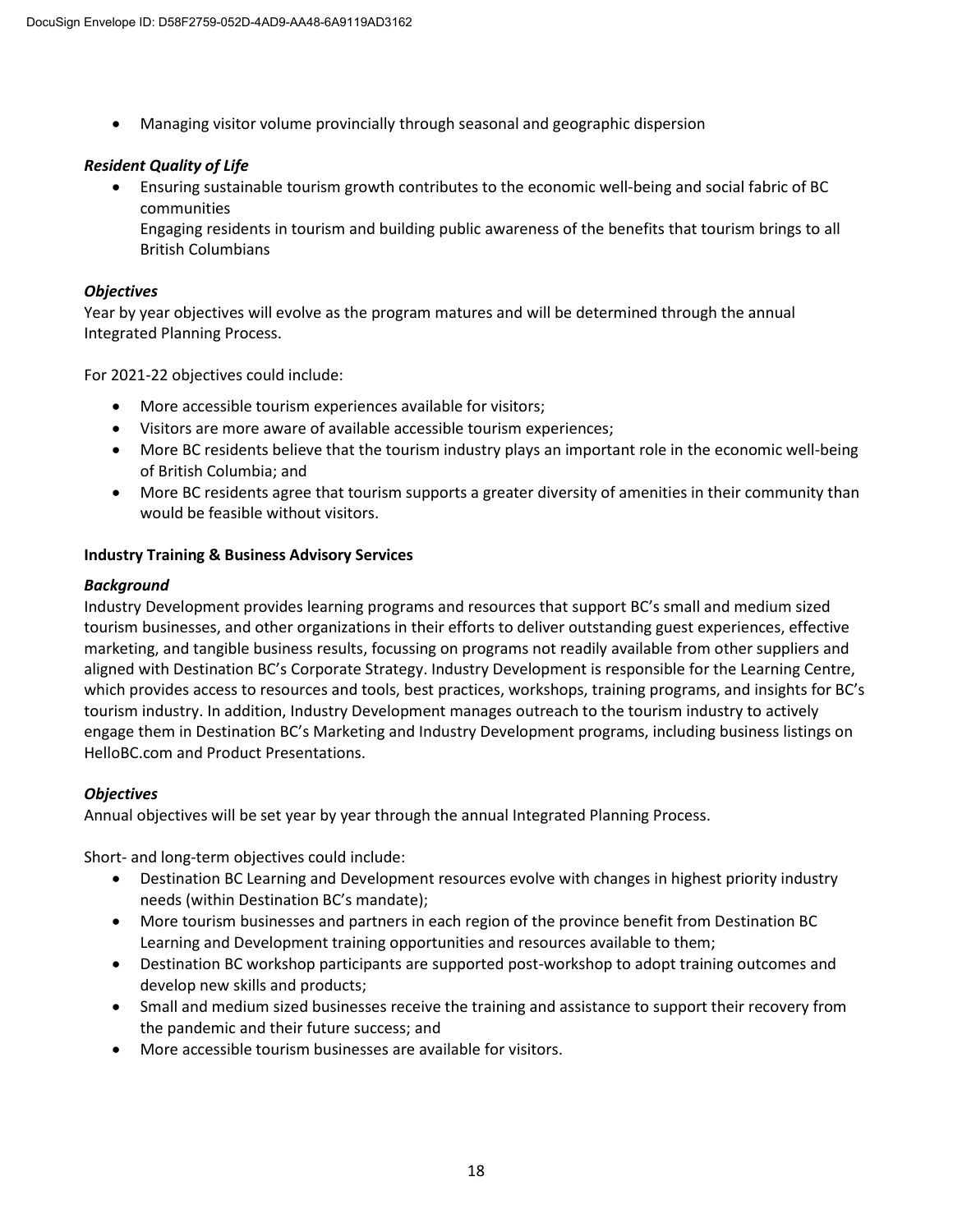- Managing visitor volume provincially through seasonal and geographic dispersion

***Resident Quality of Life***

- Ensuring sustainable tourism growth contributes to the economic well-being and social fabric of BC communities
  Engaging residents in tourism and building public awareness of the benefits that tourism brings to all British Columbians

***Objectives***

Year by year objectives will evolve as the program matures and will be determined through the annual Integrated Planning Process.

For 2021-22 objectives could include:

- More accessible tourism experiences available for visitors;
- Visitors are more aware of available accessible tourism experiences;
- More BC residents believe that the tourism industry plays an important role in the economic well-being of British Columbia; and
- More BC residents agree that tourism supports a greater diversity of amenities in their community than would be feasible without visitors.

**Industry Training & Business Advisory Services**

***Background***

Industry Development provides learning programs and resources that support BC's small and medium sized tourism businesses, and other organizations in their efforts to deliver outstanding guest experiences, effective marketing, and tangible business results, focussing on programs not readily available from other suppliers and aligned with Destination BC's Corporate Strategy. Industry Development is responsible for the Learning Centre, which provides access to resources and tools, best practices, workshops, training programs, and insights for BC's tourism industry. In addition, Industry Development manages outreach to the tourism industry to actively engage them in Destination BC's Marketing and Industry Development programs, including business listings on HelloBC.com and Product Presentations.

***Objectives***

Annual objectives will be set year by year through the annual Integrated Planning Process.

Short- and long-term objectives could include:

- Destination BC Learning and Development resources evolve with changes in highest priority industry needs (within Destination BC's mandate);
- More tourism businesses and partners in each region of the province benefit from Destination BC Learning and Development training opportunities and resources available to them;
- Destination BC workshop participants are supported post-workshop to adopt training outcomes and develop new skills and products;
- Small and medium sized businesses receive the training and assistance to support their recovery from the pandemic and their future success; and
- More accessible tourism businesses are available for visitors.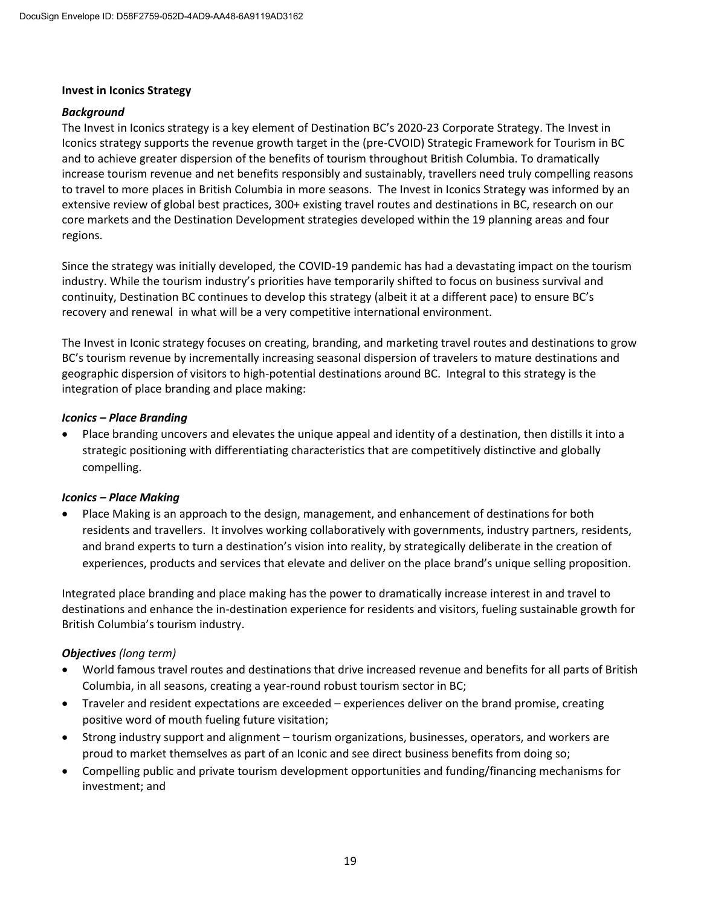**Invest in Iconics Strategy**

***Background***

The Invest in Iconics strategy is a key element of Destination BC's 2020-23 Corporate Strategy. The Invest in Iconics strategy supports the revenue growth target in the (pre-CVOID) Strategic Framework for Tourism in BC and to achieve greater dispersion of the benefits of tourism throughout British Columbia. To dramatically increase tourism revenue and net benefits responsibly and sustainably, travellers need truly compelling reasons to travel to more places in British Columbia in more seasons. The Invest in Iconics Strategy was informed by an extensive review of global best practices, 300+ existing travel routes and destinations in BC, research on our core markets and the Destination Development strategies developed within the 19 planning areas and four regions.

Since the strategy was initially developed, the COVID-19 pandemic has had a devastating impact on the tourism industry. While the tourism industry's priorities have temporarily shifted to focus on business survival and continuity, Destination BC continues to develop this strategy (albeit it at a different pace) to ensure BC's recovery and renewal in what will be a very competitive international environment.

The Invest in Iconic strategy focuses on creating, branding, and marketing travel routes and destinations to grow BC's tourism revenue by incrementally increasing seasonal dispersion of travelers to mature destinations and geographic dispersion of visitors to high-potential destinations around BC. Integral to this strategy is the integration of place branding and place making:

***Iconics – Place Branding***

- Place branding uncovers and elevates the unique appeal and identity of a destination, then distills it into a strategic positioning with differentiating characteristics that are competitively distinctive and globally compelling.

***Iconics – Place Making***

- Place Making is an approach to the design, management, and enhancement of destinations for both residents and travellers. It involves working collaboratively with governments, industry partners, residents, and brand experts to turn a destination's vision into reality, by strategically deliberate in the creation of experiences, products and services that elevate and deliver on the place brand's unique selling proposition.

Integrated place branding and place making has the power to dramatically increase interest in and travel to destinations and enhance the in-destination experience for residents and visitors, fueling sustainable growth for British Columbia's tourism industry.

***Objectives*** *(long term)*

- World famous travel routes and destinations that drive increased revenue and benefits for all parts of British Columbia, in all seasons, creating a year-round robust tourism sector in BC;
- Traveler and resident expectations are exceeded – experiences deliver on the brand promise, creating positive word of mouth fueling future visitation;
- Strong industry support and alignment – tourism organizations, businesses, operators, and workers are proud to market themselves as part of an Iconic and see direct business benefits from doing so;
- Compelling public and private tourism development opportunities and funding/financing mechanisms for investment; and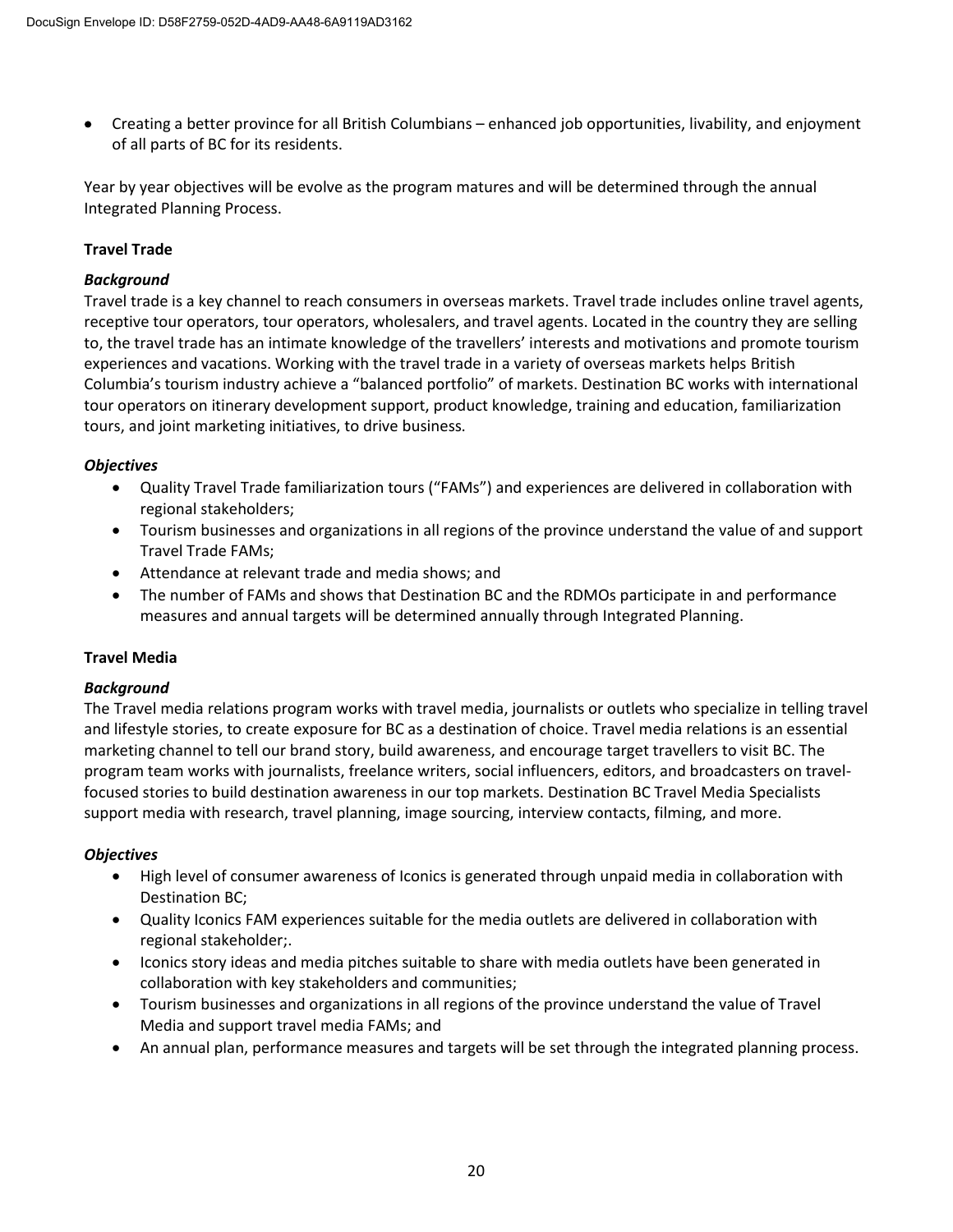- Creating a better province for all British Columbians – enhanced job opportunities, livability, and enjoyment of all parts of BC for its residents.

Year by year objectives will be evolve as the program matures and will be determined through the annual Integrated Planning Process.

**Travel Trade**

***Background***

Travel trade is a key channel to reach consumers in overseas markets. Travel trade includes online travel agents, receptive tour operators, tour operators, wholesalers, and travel agents. Located in the country they are selling to, the travel trade has an intimate knowledge of the travellers' interests and motivations and promote tourism experiences and vacations. Working with the travel trade in a variety of overseas markets helps British Columbia's tourism industry achieve a "balanced portfolio" of markets. Destination BC works with international tour operators on itinerary development support, product knowledge, training and education, familiarization tours, and joint marketing initiatives, to drive business.

***Objectives***

- Quality Travel Trade familiarization tours ("FAMs") and experiences are delivered in collaboration with regional stakeholders;
- Tourism businesses and organizations in all regions of the province understand the value of and support Travel Trade FAMs;
- Attendance at relevant trade and media shows; and
- The number of FAMs and shows that Destination BC and the RDMOs participate in and performance measures and annual targets will be determined annually through Integrated Planning.

**Travel Media**

***Background***

The Travel media relations program works with travel media, journalists or outlets who specialize in telling travel and lifestyle stories, to create exposure for BC as a destination of choice. Travel media relations is an essential marketing channel to tell our brand story, build awareness, and encourage target travellers to visit BC. The program team works with journalists, freelance writers, social influencers, editors, and broadcasters on travel-focused stories to build destination awareness in our top markets. Destination BC Travel Media Specialists support media with research, travel planning, image sourcing, interview contacts, filming, and more.

***Objectives***

- High level of consumer awareness of Iconics is generated through unpaid media in collaboration with Destination BC;
- Quality Iconics FAM experiences suitable for the media outlets are delivered in collaboration with regional stakeholder;.
- Iconics story ideas and media pitches suitable to share with media outlets have been generated in collaboration with key stakeholders and communities;
- Tourism businesses and organizations in all regions of the province understand the value of Travel Media and support travel media FAMs; and
- An annual plan, performance measures and targets will be set through the integrated planning process.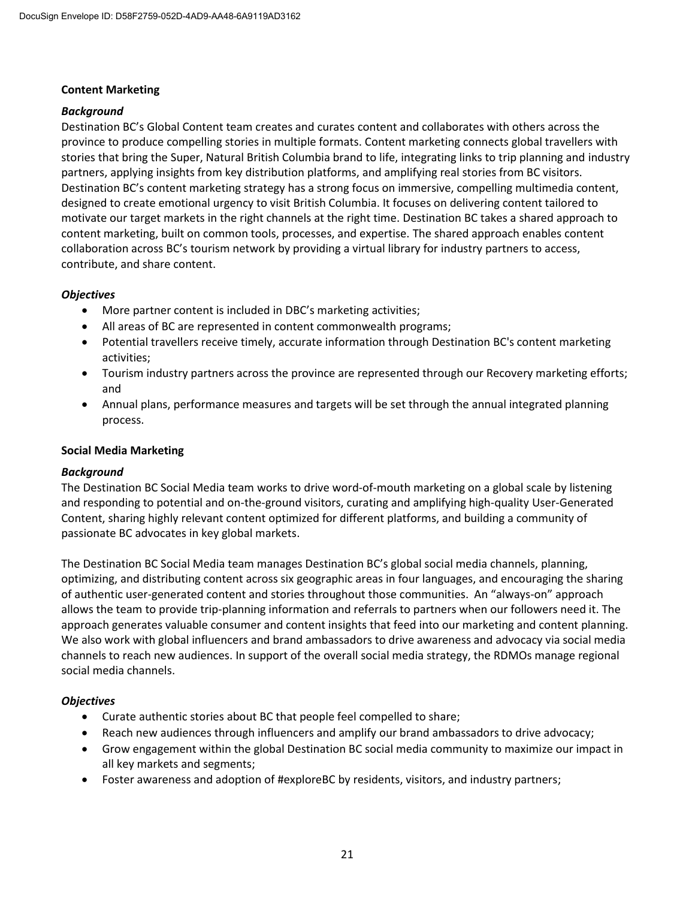**Content Marketing**

***Background***

Destination BC's Global Content team creates and curates content and collaborates with others across the province to produce compelling stories in multiple formats. Content marketing connects global travellers with stories that bring the Super, Natural British Columbia brand to life, integrating links to trip planning and industry partners, applying insights from key distribution platforms, and amplifying real stories from BC visitors. Destination BC's content marketing strategy has a strong focus on immersive, compelling multimedia content, designed to create emotional urgency to visit British Columbia. It focuses on delivering content tailored to motivate our target markets in the right channels at the right time. Destination BC takes a shared approach to content marketing, built on common tools, processes, and expertise. The shared approach enables content collaboration across BC's tourism network by providing a virtual library for industry partners to access, contribute, and share content.

***Objectives***

- More partner content is included in DBC's marketing activities;
- All areas of BC are represented in content commonwealth programs;
- Potential travellers receive timely, accurate information through Destination BC's content marketing activities;
- Tourism industry partners across the province are represented through our Recovery marketing efforts; and
- Annual plans, performance measures and targets will be set through the annual integrated planning process.

**Social Media Marketing**

***Background***

The Destination BC Social Media team works to drive word-of-mouth marketing on a global scale by listening and responding to potential and on-the-ground visitors, curating and amplifying high-quality User-Generated Content, sharing highly relevant content optimized for different platforms, and building a community of passionate BC advocates in key global markets.

The Destination BC Social Media team manages Destination BC's global social media channels, planning, optimizing, and distributing content across six geographic areas in four languages, and encouraging the sharing of authentic user-generated content and stories throughout those communities. An "always-on" approach allows the team to provide trip-planning information and referrals to partners when our followers need it. The approach generates valuable consumer and content insights that feed into our marketing and content planning. We also work with global influencers and brand ambassadors to drive awareness and advocacy via social media channels to reach new audiences. In support of the overall social media strategy, the RDMOs manage regional social media channels.

***Objectives***

- Curate authentic stories about BC that people feel compelled to share;
- Reach new audiences through influencers and amplify our brand ambassadors to drive advocacy;
- Grow engagement within the global Destination BC social media community to maximize our impact in all key markets and segments;
- Foster awareness and adoption of #exploreBC by residents, visitors, and industry partners;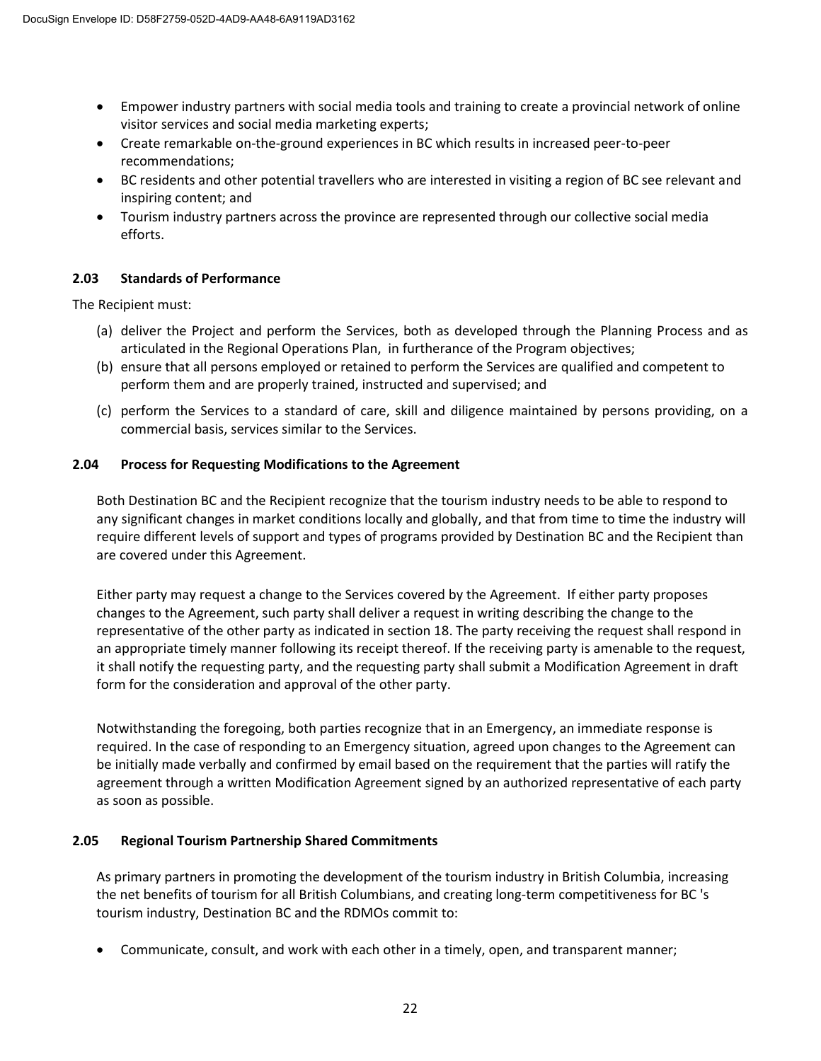- Empower industry partners with social media tools and training to create a provincial network of online visitor services and social media marketing experts;
- Create remarkable on-the-ground experiences in BC which results in increased peer-to-peer recommendations;
- BC residents and other potential travellers who are interested in visiting a region of BC see relevant and inspiring content; and
- Tourism industry partners across the province are represented through our collective social media efforts.

### 2.03 Standards of Performance

The Recipient must:

(a) deliver the Project and perform the Services, both as developed through the Planning Process and as articulated in the Regional Operations Plan, in furtherance of the Program objectives;

(b) ensure that all persons employed or retained to perform the Services are qualified and competent to perform them and are properly trained, instructed and supervised; and

(c) perform the Services to a standard of care, skill and diligence maintained by persons providing, on a commercial basis, services similar to the Services.

### 2.04 Process for Requesting Modifications to the Agreement

Both Destination BC and the Recipient recognize that the tourism industry needs to be able to respond to any significant changes in market conditions locally and globally, and that from time to time the industry will require different levels of support and types of programs provided by Destination BC and the Recipient than are covered under this Agreement.

Either party may request a change to the Services covered by the Agreement. If either party proposes changes to the Agreement, such party shall deliver a request in writing describing the change to the representative of the other party as indicated in section 18. The party receiving the request shall respond in an appropriate timely manner following its receipt thereof. If the receiving party is amenable to the request, it shall notify the requesting party, and the requesting party shall submit a Modification Agreement in draft form for the consideration and approval of the other party.

Notwithstanding the foregoing, both parties recognize that in an Emergency, an immediate response is required. In the case of responding to an Emergency situation, agreed upon changes to the Agreement can be initially made verbally and confirmed by email based on the requirement that the parties will ratify the agreement through a written Modification Agreement signed by an authorized representative of each party as soon as possible.

### 2.05 Regional Tourism Partnership Shared Commitments

As primary partners in promoting the development of the tourism industry in British Columbia, increasing the net benefits of tourism for all British Columbians, and creating long-term competitiveness for BC 's tourism industry, Destination BC and the RDMOs commit to:

- Communicate, consult, and work with each other in a timely, open, and transparent manner;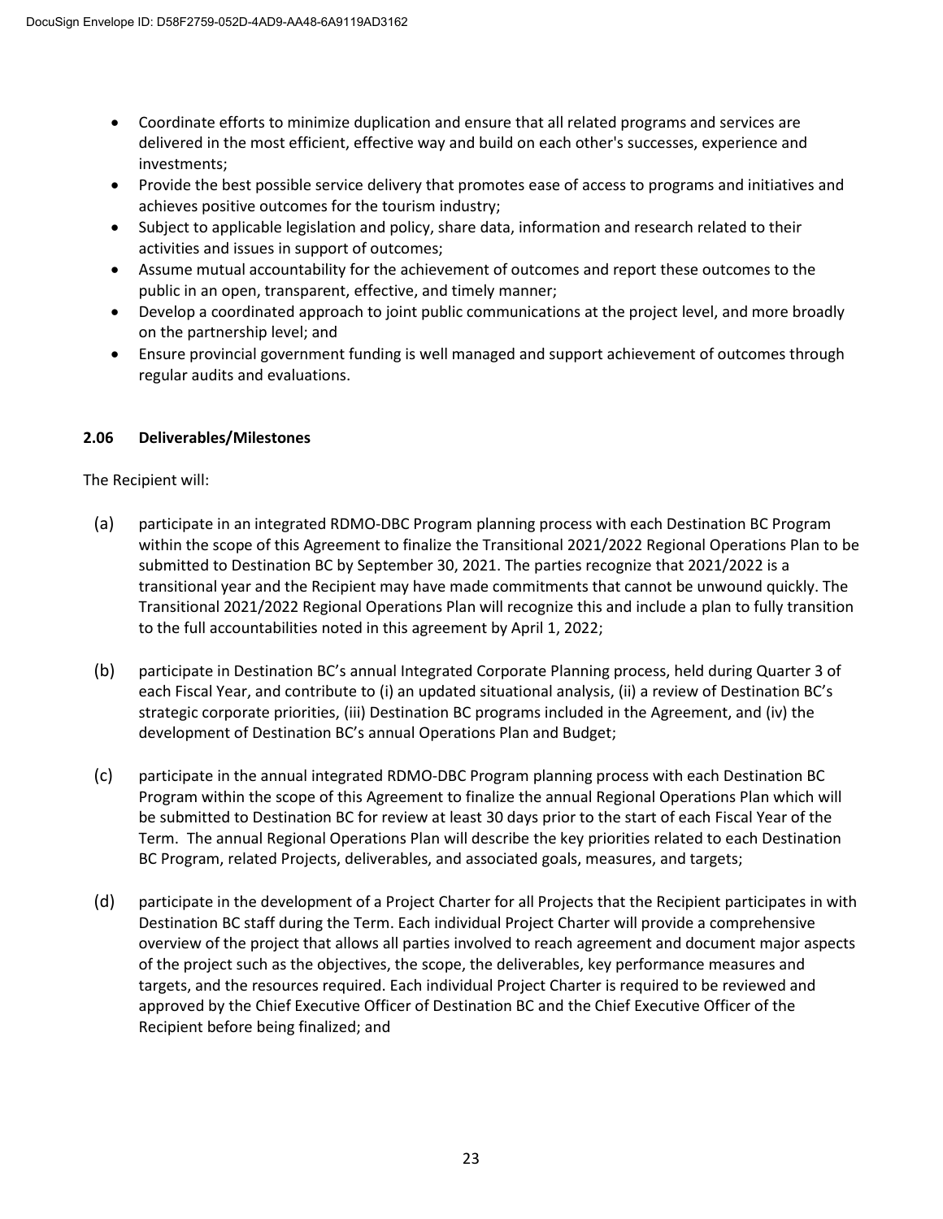- Coordinate efforts to minimize duplication and ensure that all related programs and services are delivered in the most efficient, effective way and build on each other's successes, experience and investments;
- Provide the best possible service delivery that promotes ease of access to programs and initiatives and achieves positive outcomes for the tourism industry;
- Subject to applicable legislation and policy, share data, information and research related to their activities and issues in support of outcomes;
- Assume mutual accountability for the achievement of outcomes and report these outcomes to the public in an open, transparent, effective, and timely manner;
- Develop a coordinated approach to joint public communications at the project level, and more broadly on the partnership level; and
- Ensure provincial government funding is well managed and support achievement of outcomes through regular audits and evaluations.

**2.06 Deliverables/Milestones**

The Recipient will:

(a) participate in an integrated RDMO-DBC Program planning process with each Destination BC Program within the scope of this Agreement to finalize the Transitional 2021/2022 Regional Operations Plan to be submitted to Destination BC by September 30, 2021. The parties recognize that 2021/2022 is a transitional year and the Recipient may have made commitments that cannot be unwound quickly. The Transitional 2021/2022 Regional Operations Plan will recognize this and include a plan to fully transition to the full accountabilities noted in this agreement by April 1, 2022;

(b) participate in Destination BC's annual Integrated Corporate Planning process, held during Quarter 3 of each Fiscal Year, and contribute to (i) an updated situational analysis, (ii) a review of Destination BC's strategic corporate priorities, (iii) Destination BC programs included in the Agreement, and (iv) the development of Destination BC's annual Operations Plan and Budget;

(c) participate in the annual integrated RDMO-DBC Program planning process with each Destination BC Program within the scope of this Agreement to finalize the annual Regional Operations Plan which will be submitted to Destination BC for review at least 30 days prior to the start of each Fiscal Year of the Term. The annual Regional Operations Plan will describe the key priorities related to each Destination BC Program, related Projects, deliverables, and associated goals, measures, and targets;

(d) participate in the development of a Project Charter for all Projects that the Recipient participates in with Destination BC staff during the Term. Each individual Project Charter will provide a comprehensive overview of the project that allows all parties involved to reach agreement and document major aspects of the project such as the objectives, the scope, the deliverables, key performance measures and targets, and the resources required. Each individual Project Charter is required to be reviewed and approved by the Chief Executive Officer of Destination BC and the Chief Executive Officer of the Recipient before being finalized; and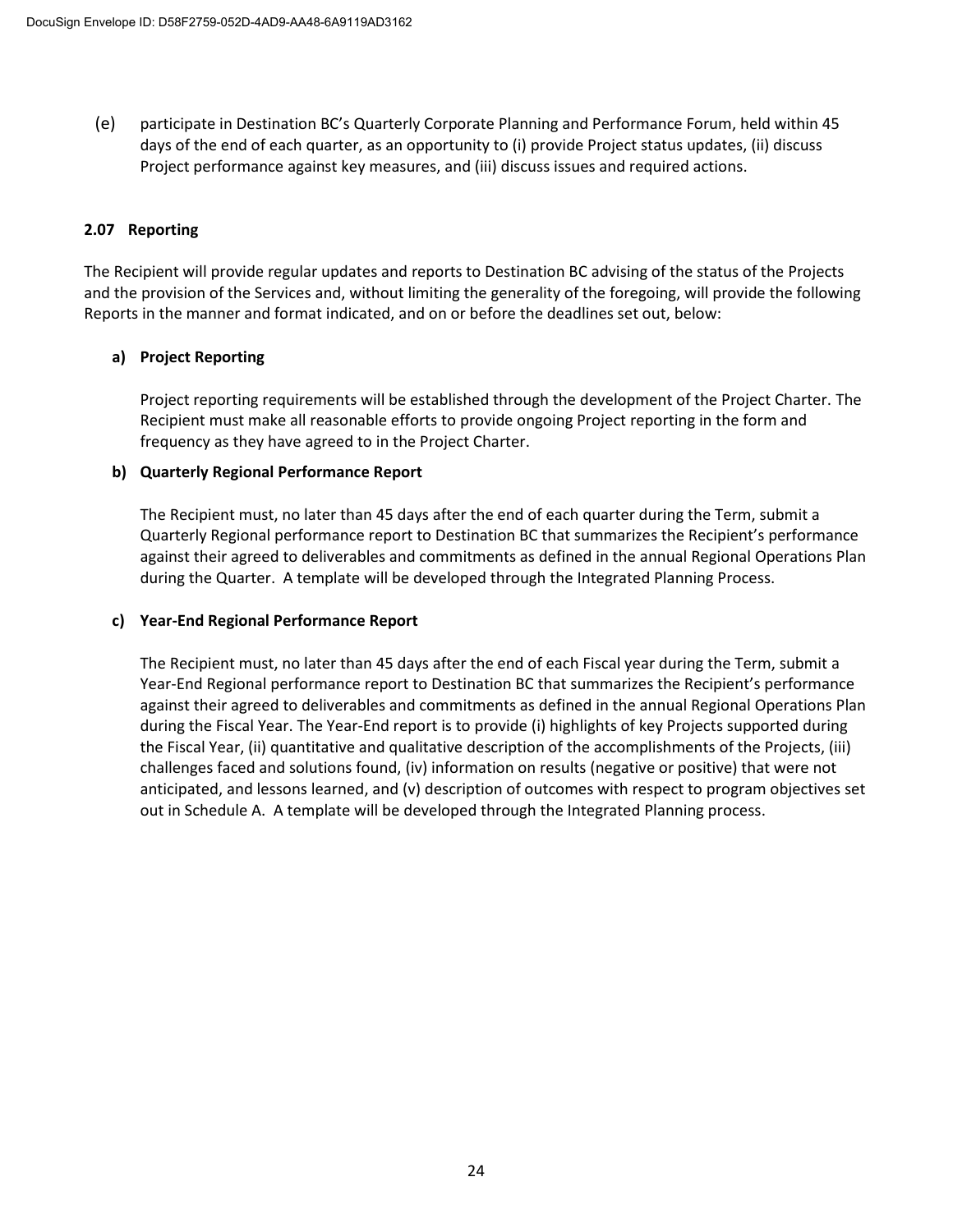(e) participate in Destination BC's Quarterly Corporate Planning and Performance Forum, held within 45 days of the end of each quarter, as an opportunity to (i) provide Project status updates, (ii) discuss Project performance against key measures, and (iii) discuss issues and required actions.

### 2.07 Reporting

The Recipient will provide regular updates and reports to Destination BC advising of the status of the Projects and the provision of the Services and, without limiting the generality of the foregoing, will provide the following Reports in the manner and format indicated, and on or before the deadlines set out, below:

**a) Project Reporting**

Project reporting requirements will be established through the development of the Project Charter. The Recipient must make all reasonable efforts to provide ongoing Project reporting in the form and frequency as they have agreed to in the Project Charter.

**b) Quarterly Regional Performance Report**

The Recipient must, no later than 45 days after the end of each quarter during the Term, submit a Quarterly Regional performance report to Destination BC that summarizes the Recipient's performance against their agreed to deliverables and commitments as defined in the annual Regional Operations Plan during the Quarter. A template will be developed through the Integrated Planning Process.

**c) Year-End Regional Performance Report**

The Recipient must, no later than 45 days after the end of each Fiscal year during the Term, submit a Year-End Regional performance report to Destination BC that summarizes the Recipient's performance against their agreed to deliverables and commitments as defined in the annual Regional Operations Plan during the Fiscal Year. The Year-End report is to provide (i) highlights of key Projects supported during the Fiscal Year, (ii) quantitative and qualitative description of the accomplishments of the Projects, (iii) challenges faced and solutions found, (iv) information on results (negative or positive) that were not anticipated, and lessons learned, and (v) description of outcomes with respect to program objectives set out in Schedule A. A template will be developed through the Integrated Planning process.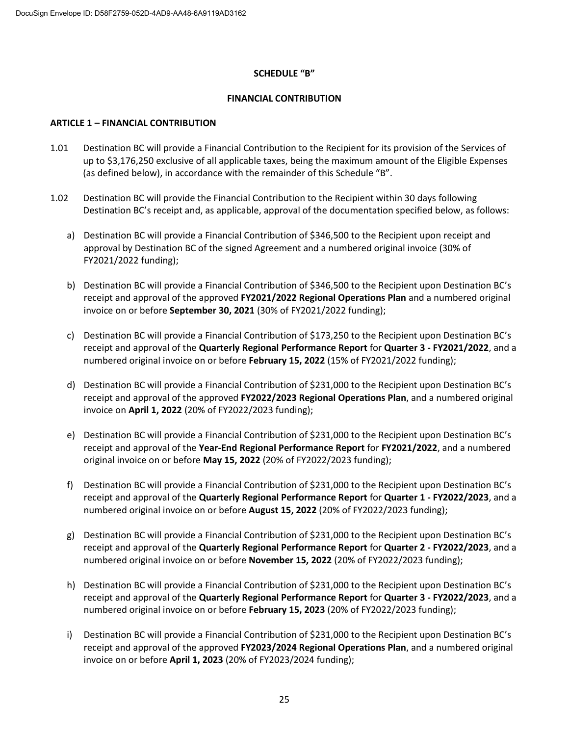**SCHEDULE "B"**

**FINANCIAL CONTRIBUTION**

**ARTICLE 1 – FINANCIAL CONTRIBUTION**

1.01 Destination BC will provide a Financial Contribution to the Recipient for its provision of the Services of up to $3,176,250 exclusive of all applicable taxes, being the maximum amount of the Eligible Expenses (as defined below), in accordance with the remainder of this Schedule "B".

1.02 Destination BC will provide the Financial Contribution to the Recipient within 30 days following Destination BC's receipt and, as applicable, approval of the documentation specified below, as follows:

a) Destination BC will provide a Financial Contribution of $346,500 to the Recipient upon receipt and approval by Destination BC of the signed Agreement and a numbered original invoice (30% of FY2021/2022 funding);

b) Destination BC will provide a Financial Contribution of $346,500 to the Recipient upon Destination BC's receipt and approval of the approved **FY2021/2022 Regional Operations Plan** and a numbered original invoice on or before **September 30, 2021** (30% of FY2021/2022 funding);

c) Destination BC will provide a Financial Contribution of $173,250 to the Recipient upon Destination BC's receipt and approval of the **Quarterly Regional Performance Report** for **Quarter 3 - FY2021/2022**, and a numbered original invoice on or before **February 15, 2022** (15% of FY2021/2022 funding);

d) Destination BC will provide a Financial Contribution of $231,000 to the Recipient upon Destination BC's receipt and approval of the approved **FY2022/2023 Regional Operations Plan**, and a numbered original invoice on **April 1, 2022** (20% of FY2022/2023 funding);

e) Destination BC will provide a Financial Contribution of $231,000 to the Recipient upon Destination BC's receipt and approval of the **Year-End Regional Performance Report** for **FY2021/2022**, and a numbered original invoice on or before **May 15, 2022** (20% of FY2022/2023 funding);

f) Destination BC will provide a Financial Contribution of $231,000 to the Recipient upon Destination BC's receipt and approval of the **Quarterly Regional Performance Report** for **Quarter 1 - FY2022/2023**, and a numbered original invoice on or before **August 15, 2022** (20% of FY2022/2023 funding);

g) Destination BC will provide a Financial Contribution of $231,000 to the Recipient upon Destination BC's receipt and approval of the **Quarterly Regional Performance Report** for **Quarter 2 - FY2022/2023**, and a numbered original invoice on or before **November 15, 2022** (20% of FY2022/2023 funding);

h) Destination BC will provide a Financial Contribution of $231,000 to the Recipient upon Destination BC's receipt and approval of the **Quarterly Regional Performance Report** for **Quarter 3 - FY2022/2023**, and a numbered original invoice on or before **February 15, 2023** (20% of FY2022/2023 funding);

i) Destination BC will provide a Financial Contribution of $231,000 to the Recipient upon Destination BC's receipt and approval of the approved **FY2023/2024 Regional Operations Plan**, and a numbered original invoice on or before **April 1, 2023** (20% of FY2023/2024 funding);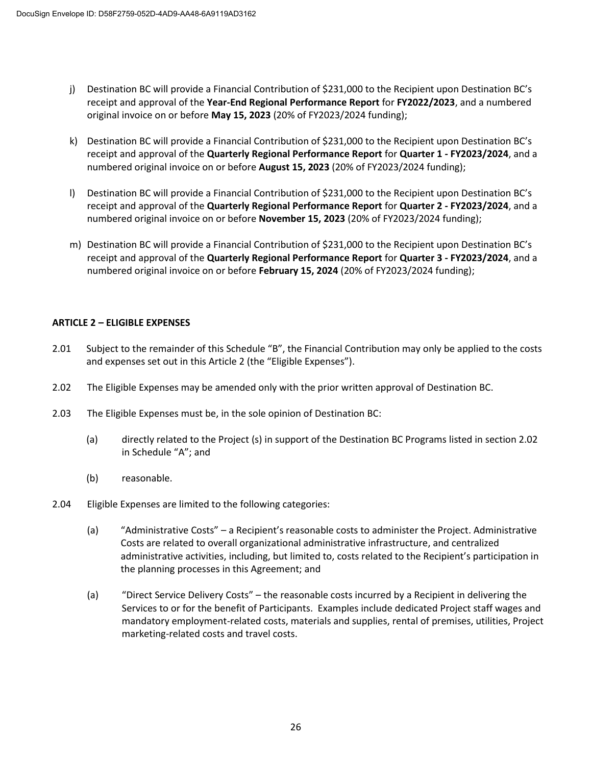j) Destination BC will provide a Financial Contribution of $231,000 to the Recipient upon Destination BC's receipt and approval of the **Year-End Regional Performance Report** for **FY2022/2023**, and a numbered original invoice on or before **May 15, 2023** (20% of FY2023/2024 funding);

k) Destination BC will provide a Financial Contribution of $231,000 to the Recipient upon Destination BC's receipt and approval of the **Quarterly Regional Performance Report** for **Quarter 1 - FY2023/2024**, and a numbered original invoice on or before **August 15, 2023** (20% of FY2023/2024 funding);

l) Destination BC will provide a Financial Contribution of $231,000 to the Recipient upon Destination BC's receipt and approval of the **Quarterly Regional Performance Report** for **Quarter 2 - FY2023/2024**, and a numbered original invoice on or before **November 15, 2023** (20% of FY2023/2024 funding);

m) Destination BC will provide a Financial Contribution of $231,000 to the Recipient upon Destination BC's receipt and approval of the **Quarterly Regional Performance Report** for **Quarter 3 - FY2023/2024**, and a numbered original invoice on or before **February 15, 2024** (20% of FY2023/2024 funding);

## ARTICLE 2 – ELIGIBLE EXPENSES

2.01 Subject to the remainder of this Schedule "B", the Financial Contribution may only be applied to the costs and expenses set out in this Article 2 (the "Eligible Expenses").

2.02 The Eligible Expenses may be amended only with the prior written approval of Destination BC.

2.03 The Eligible Expenses must be, in the sole opinion of Destination BC:

(a) directly related to the Project (s) in support of the Destination BC Programs listed in section 2.02 in Schedule "A"; and

(b) reasonable.

2.04 Eligible Expenses are limited to the following categories:

(a) "Administrative Costs" – a Recipient's reasonable costs to administer the Project. Administrative Costs are related to overall organizational administrative infrastructure, and centralized administrative activities, including, but limited to, costs related to the Recipient's participation in the planning processes in this Agreement; and

(a) "Direct Service Delivery Costs" – the reasonable costs incurred by a Recipient in delivering the Services to or for the benefit of Participants. Examples include dedicated Project staff wages and mandatory employment-related costs, materials and supplies, rental of premises, utilities, Project marketing-related costs and travel costs.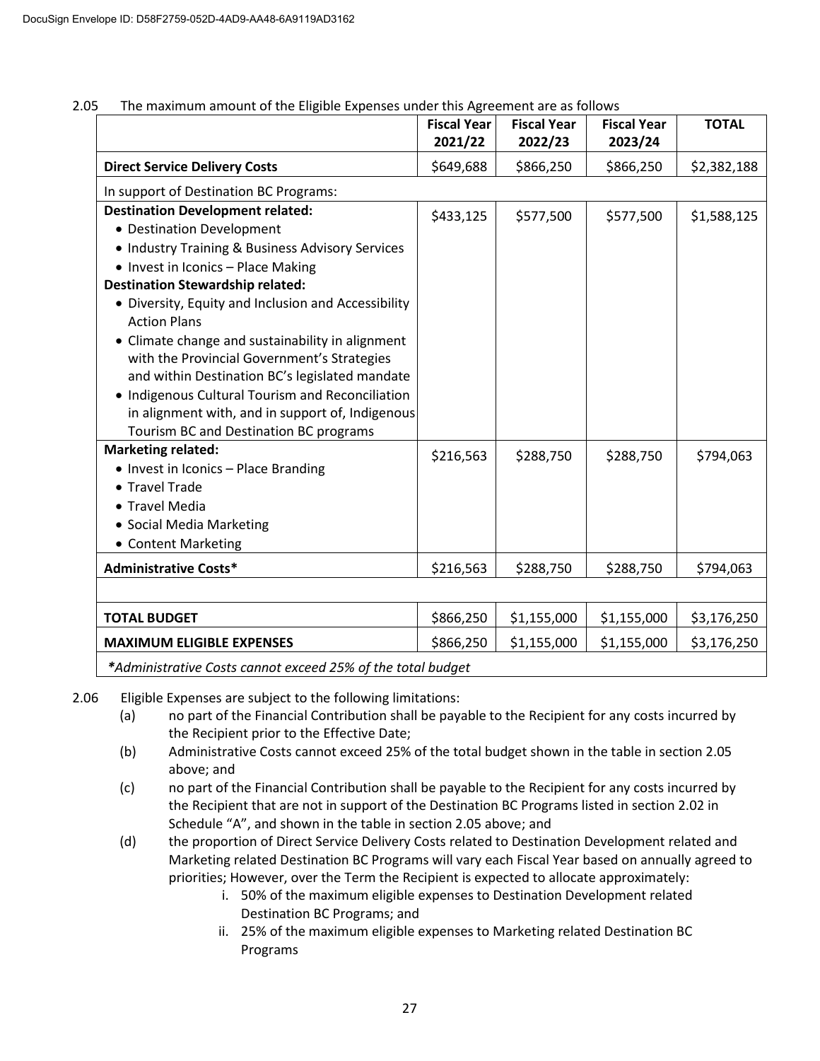2.05 The maximum amount of the Eligible Expenses under this Agreement are as follows

| | Fiscal Year 2021/22 | Fiscal Year 2022/23 | Fiscal Year 2023/24 | TOTAL |
|---|---|---|---|---|
| **Direct Service Delivery Costs** | $649,688 | $866,250 | $866,250 | $2,382,188 |
| In support of Destination BC Programs: | | | | |
| **Destination Development related:**<br>• Destination Development<br>• Industry Training & Business Advisory Services<br>• Invest in Iconics – Place Making<br>**Destination Stewardship related:**<br>• Diversity, Equity and Inclusion and Accessibility Action Plans<br>• Climate change and sustainability in alignment with the Provincial Government's Strategies and within Destination BC's legislated mandate<br>• Indigenous Cultural Tourism and Reconciliation in alignment with, and in support of, Indigenous Tourism BC and Destination BC programs | $433,125 | $577,500 | $577,500 | $1,588,125 |
| **Marketing related:**<br>• Invest in Iconics – Place Branding<br>• Travel Trade<br>• Travel Media<br>• Social Media Marketing<br>• Content Marketing | $216,563 | $288,750 | $288,750 | $794,063 |
| **Administrative Costs*** | $216,563 | $288,750 | $288,750 | $794,063 |
| | | | | |
| **TOTAL BUDGET** | $866,250 | $1,155,000 | $1,155,000 | $3,176,250 |
| **MAXIMUM ELIGIBLE EXPENSES** | $866,250 | $1,155,000 | $1,155,000 | $3,176,250 |
| ***Administrative Costs cannot exceed 25% of the total budget** | | | | |

2.06 Eligible Expenses are subject to the following limitations:

(a) no part of the Financial Contribution shall be payable to the Recipient for any costs incurred by the Recipient prior to the Effective Date;

(b) Administrative Costs cannot exceed 25% of the total budget shown in the table in section 2.05 above; and

(c) no part of the Financial Contribution shall be payable to the Recipient for any costs incurred by the Recipient that are not in support of the Destination BC Programs listed in section 2.02 in Schedule "A", and shown in the table in section 2.05 above; and

(d) the proportion of Direct Service Delivery Costs related to Destination Development related and Marketing related Destination BC Programs will vary each Fiscal Year based on annually agreed to priorities; However, over the Term the Recipient is expected to allocate approximately:

  i. 50% of the maximum eligible expenses to Destination Development related Destination BC Programs; and

  ii. 25% of the maximum eligible expenses to Marketing related Destination BC Programs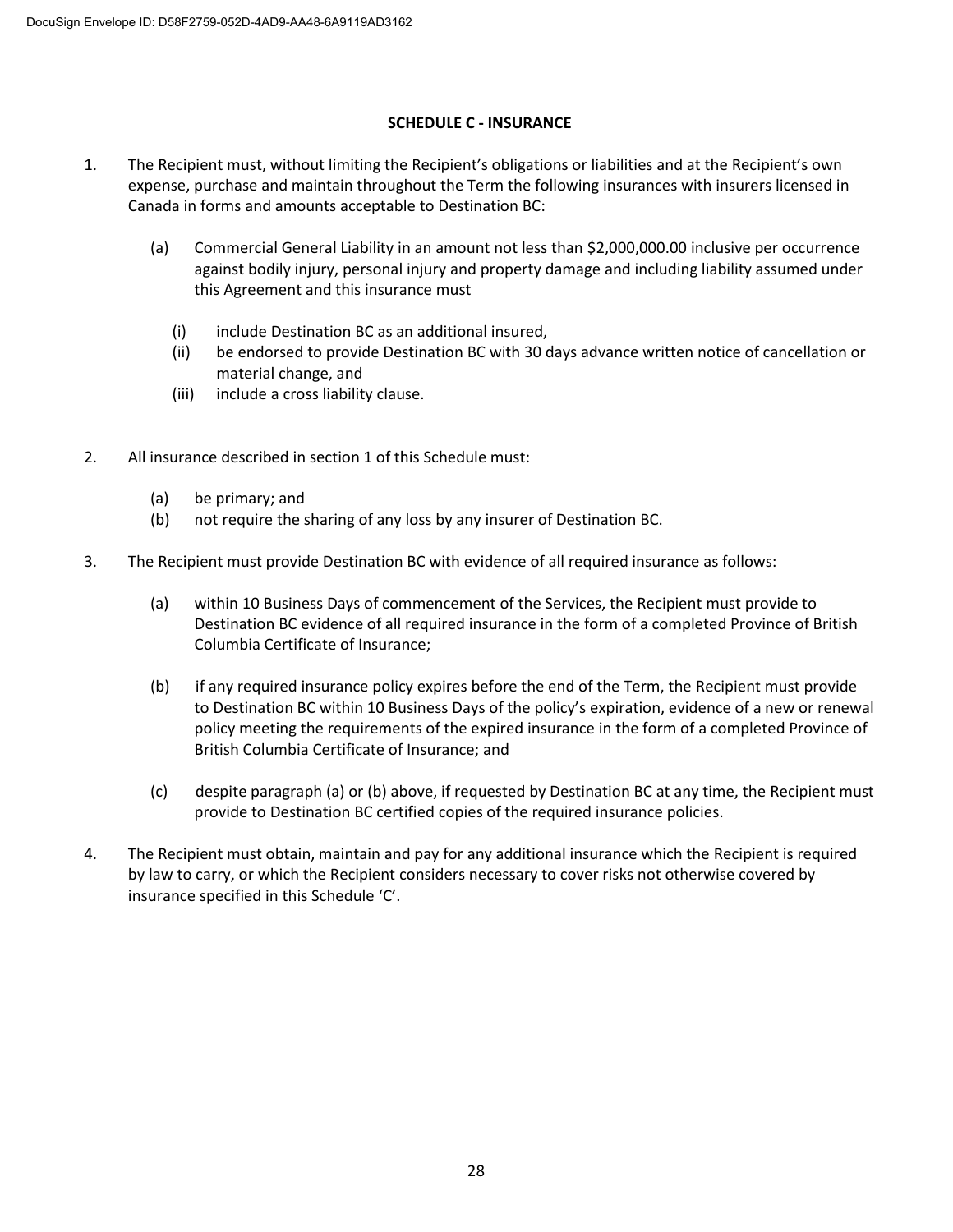## SCHEDULE C - INSURANCE

1. The Recipient must, without limiting the Recipient's obligations or liabilities and at the Recipient's own expense, purchase and maintain throughout the Term the following insurances with insurers licensed in Canada in forms and amounts acceptable to Destination BC:

   (a) Commercial General Liability in an amount not less than $2,000,000.00 inclusive per occurrence against bodily injury, personal injury and property damage and including liability assumed under this Agreement and this insurance must

      (i) include Destination BC as an additional insured,
      (ii) be endorsed to provide Destination BC with 30 days advance written notice of cancellation or material change, and
      (iii) include a cross liability clause.

2. All insurance described in section 1 of this Schedule must:

   (a) be primary; and
   (b) not require the sharing of any loss by any insurer of Destination BC.

3. The Recipient must provide Destination BC with evidence of all required insurance as follows:

   (a) within 10 Business Days of commencement of the Services, the Recipient must provide to Destination BC evidence of all required insurance in the form of a completed Province of British Columbia Certificate of Insurance;

   (b) if any required insurance policy expires before the end of the Term, the Recipient must provide to Destination BC within 10 Business Days of the policy's expiration, evidence of a new or renewal policy meeting the requirements of the expired insurance in the form of a completed Province of British Columbia Certificate of Insurance; and

   (c) despite paragraph (a) or (b) above, if requested by Destination BC at any time, the Recipient must provide to Destination BC certified copies of the required insurance policies.

4. The Recipient must obtain, maintain and pay for any additional insurance which the Recipient is required by law to carry, or which the Recipient considers necessary to cover risks not otherwise covered by insurance specified in this Schedule 'C'.